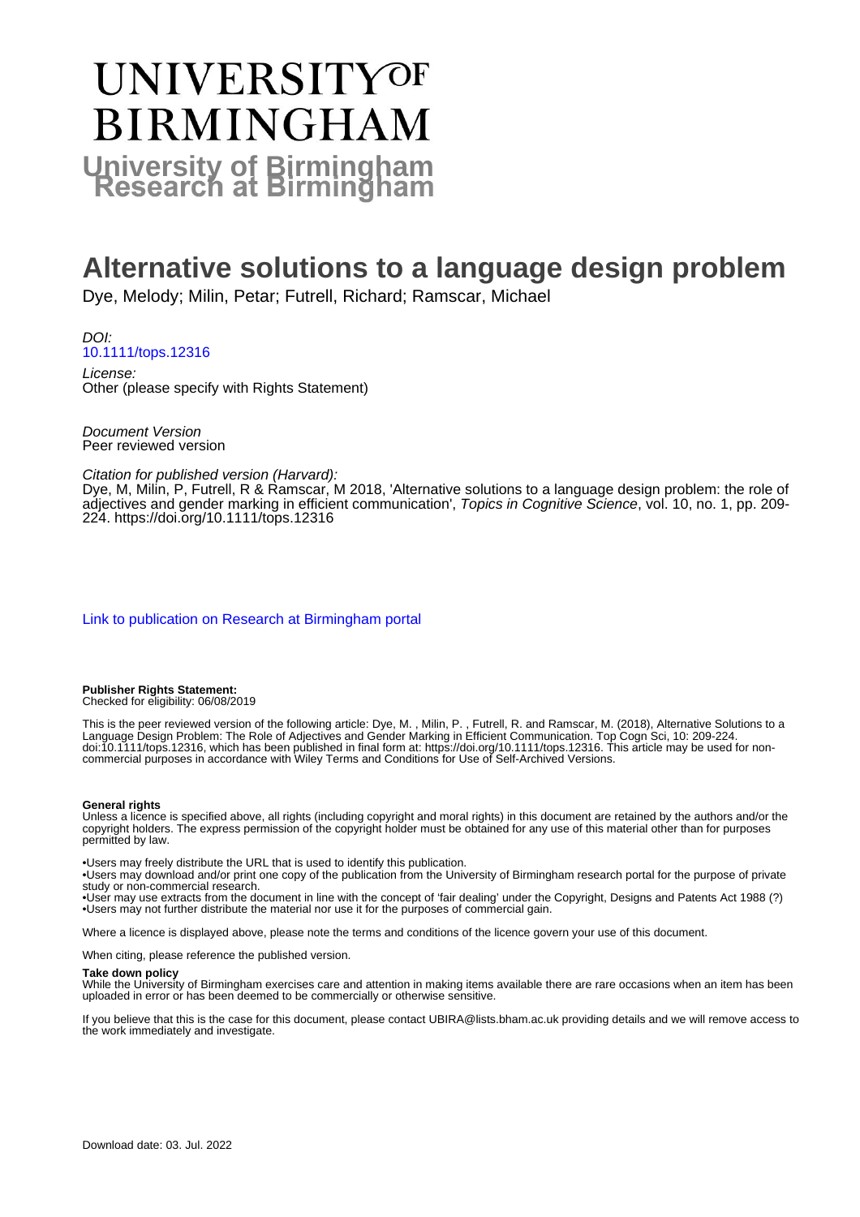# UNIVERSITY OF BIRMINGHAM

**University of Birmingham Research at Birmingham**

# Alternative solutions to a language design problem

Dye, Melody; Milin, Petar; Futrell, Richard; Ramscar, Michael

*DOI:*
10.1111/tops.12316

*License:*
Other (please specify with Rights Statement)

*Document Version*
Peer reviewed version

*Citation for published version (Harvard):*
Dye, M, Milin, P, Futrell, R & Ramscar, M 2018, 'Alternative solutions to a language design problem: the role of adjectives and gender marking in efficient communication', *Topics in Cognitive Science*, vol. 10, no. 1, pp. 209-224. https://doi.org/10.1111/tops.12316

Link to publication on Research at Birmingham portal

**Publisher Rights Statement:**
Checked for eligibility: 06/08/2019

This is the peer reviewed version of the following article: Dye, M. , Milin, P. , Futrell, R. and Ramscar, M. (2018), Alternative Solutions to a Language Design Problem: The Role of Adjectives and Gender Marking in Efficient Communication. Top Cogn Sci, 10: 209-224. doi:10.1111/tops.12316, which has been published in final form at: https://doi.org/10.1111/tops.12316. This article may be used for non-commercial purposes in accordance with Wiley Terms and Conditions for Use of Self-Archived Versions.

**General rights**
Unless a licence is specified above, all rights (including copyright and moral rights) in this document are retained by the authors and/or the copyright holders. The express permission of the copyright holder must be obtained for any use of this material other than for purposes permitted by law.

•Users may freely distribute the URL that is used to identify this publication.
•Users may download and/or print one copy of the publication from the University of Birmingham research portal for the purpose of private study or non-commercial research.
•User may use extracts from the document in line with the concept of 'fair dealing' under the Copyright, Designs and Patents Act 1988 (?)
•Users may not further distribute the material nor use it for the purposes of commercial gain.

Where a licence is displayed above, please note the terms and conditions of the licence govern your use of this document.

When citing, please reference the published version.

**Take down policy**
While the University of Birmingham exercises care and attention in making items available there are rare occasions when an item has been uploaded in error or has been deemed to be commercially or otherwise sensitive.

If you believe that this is the case for this document, please contact UBIRA@lists.bham.ac.uk providing details and we will remove access to the work immediately and investigate.

Download date: 03. Jul. 2022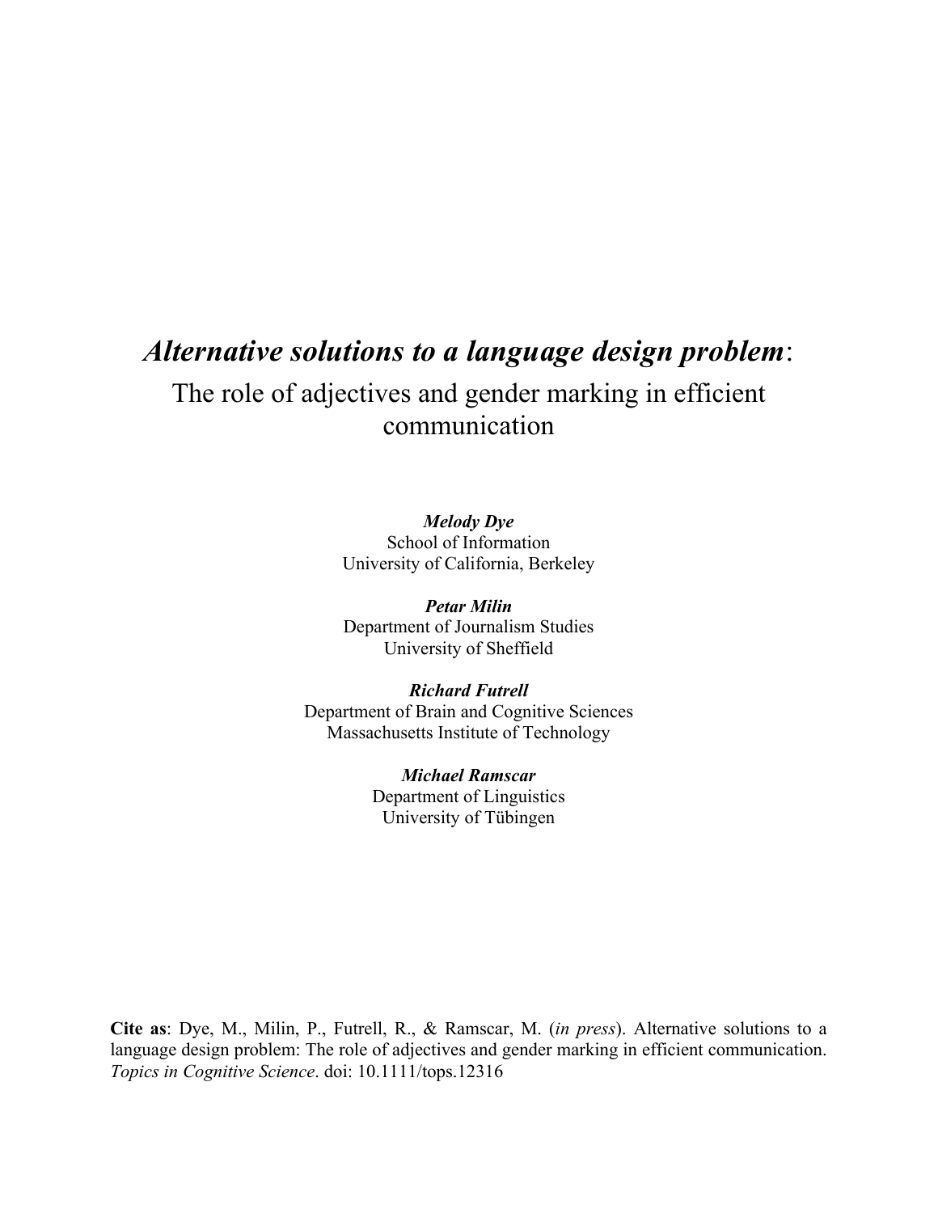# *Alternative solutions to a language design problem*:

## The role of adjectives and gender marking in efficient communication

***Melody Dye***
School of Information
University of California, Berkeley

***Petar Milin***
Department of Journalism Studies
University of Sheffield

***Richard Futrell***
Department of Brain and Cognitive Sciences
Massachusetts Institute of Technology

***Michael Ramscar***
Department of Linguistics
University of Tübingen

**Cite as**: Dye, M., Milin, P., Futrell, R., & Ramscar, M. (*in press*). Alternative solutions to a language design problem: The role of adjectives and gender marking in efficient communication. *Topics in Cognitive Science*. doi: 10.1111/tops.12316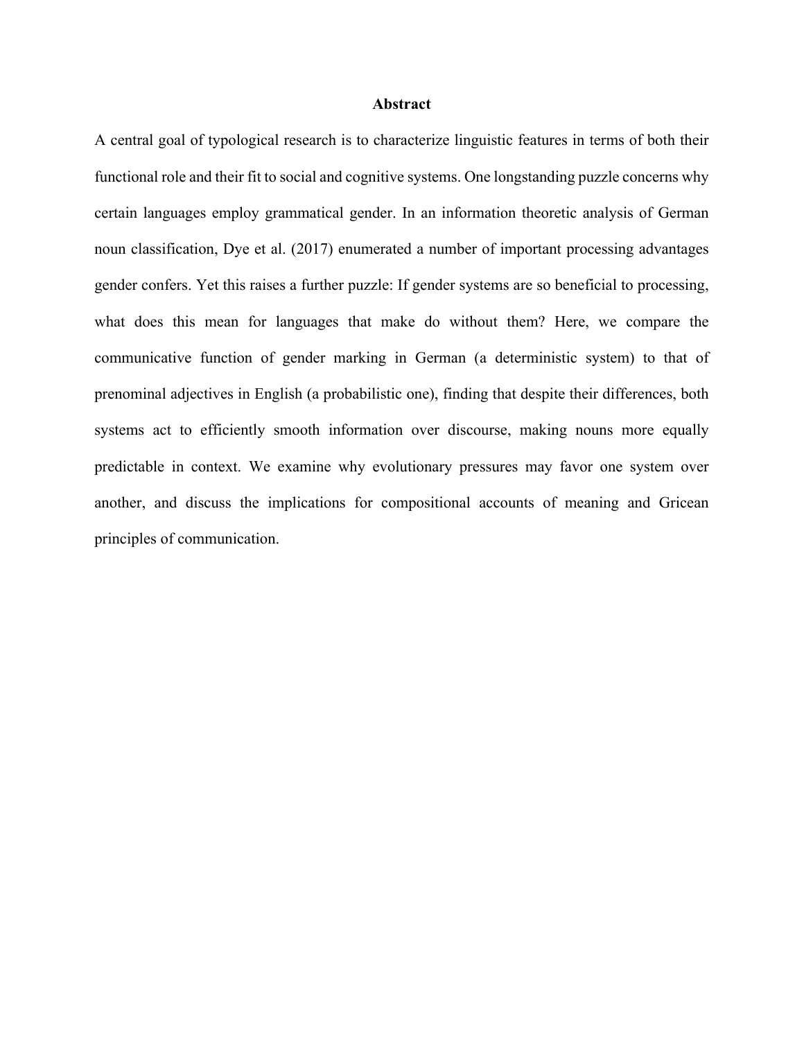# Abstract

A central goal of typological research is to characterize linguistic features in terms of both their functional role and their fit to social and cognitive systems. One longstanding puzzle concerns why certain languages employ grammatical gender. In an information theoretic analysis of German noun classification, Dye et al. (2017) enumerated a number of important processing advantages gender confers. Yet this raises a further puzzle: If gender systems are so beneficial to processing, what does this mean for languages that make do without them? Here, we compare the communicative function of gender marking in German (a deterministic system) to that of prenominal adjectives in English (a probabilistic one), finding that despite their differences, both systems act to efficiently smooth information over discourse, making nouns more equally predictable in context. We examine why evolutionary pressures may favor one system over another, and discuss the implications for compositional accounts of meaning and Gricean principles of communication.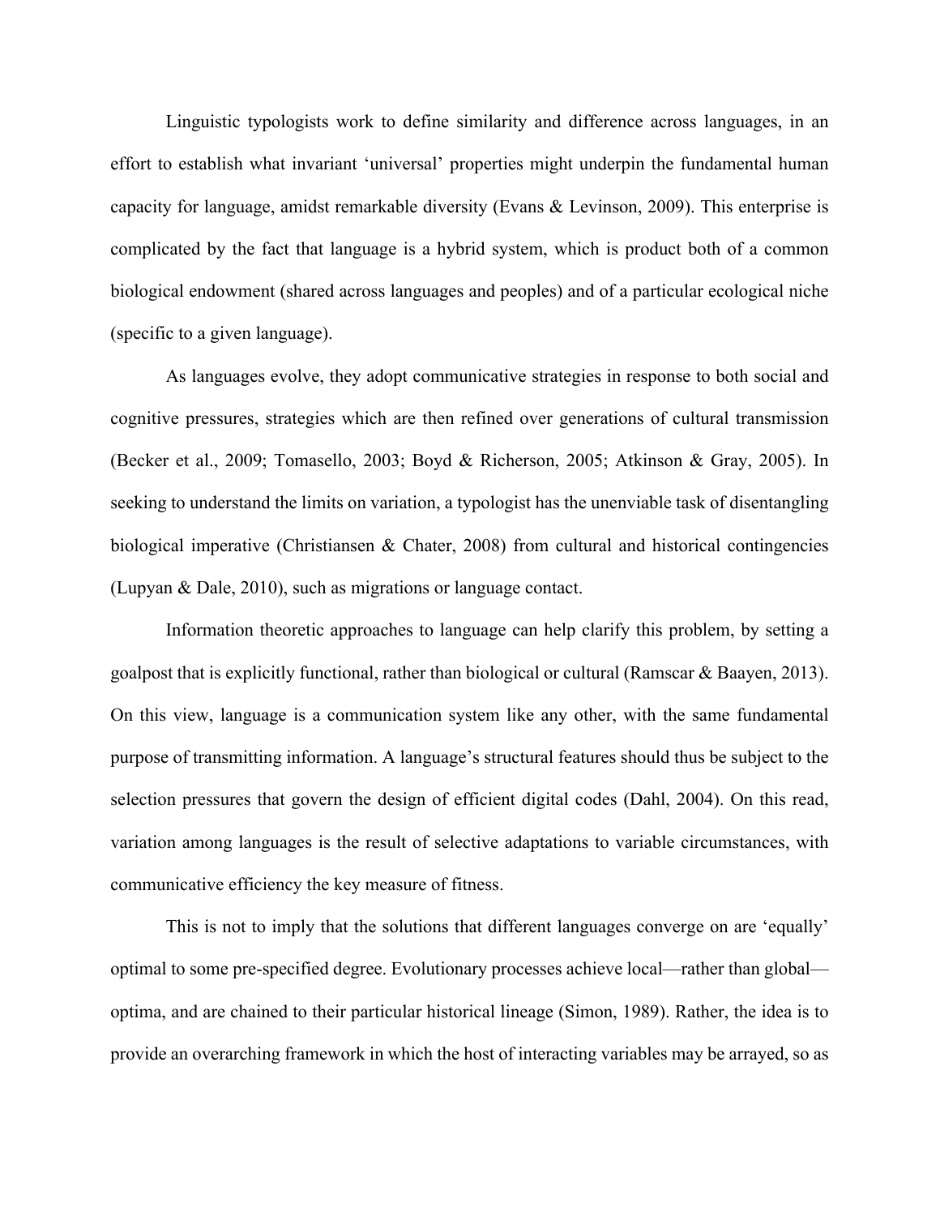Linguistic typologists work to define similarity and difference across languages, in an effort to establish what invariant 'universal' properties might underpin the fundamental human capacity for language, amidst remarkable diversity (Evans & Levinson, 2009). This enterprise is complicated by the fact that language is a hybrid system, which is product both of a common biological endowment (shared across languages and peoples) and of a particular ecological niche (specific to a given language).

As languages evolve, they adopt communicative strategies in response to both social and cognitive pressures, strategies which are then refined over generations of cultural transmission (Becker et al., 2009; Tomasello, 2003; Boyd & Richerson, 2005; Atkinson & Gray, 2005). In seeking to understand the limits on variation, a typologist has the unenviable task of disentangling biological imperative (Christiansen & Chater, 2008) from cultural and historical contingencies (Lupyan & Dale, 2010), such as migrations or language contact.

Information theoretic approaches to language can help clarify this problem, by setting a goalpost that is explicitly functional, rather than biological or cultural (Ramscar & Baayen, 2013). On this view, language is a communication system like any other, with the same fundamental purpose of transmitting information. A language's structural features should thus be subject to the selection pressures that govern the design of efficient digital codes (Dahl, 2004). On this read, variation among languages is the result of selective adaptations to variable circumstances, with communicative efficiency the key measure of fitness.

This is not to imply that the solutions that different languages converge on are 'equally' optimal to some pre-specified degree. Evolutionary processes achieve local—rather than global—optima, and are chained to their particular historical lineage (Simon, 1989). Rather, the idea is to provide an overarching framework in which the host of interacting variables may be arrayed, so as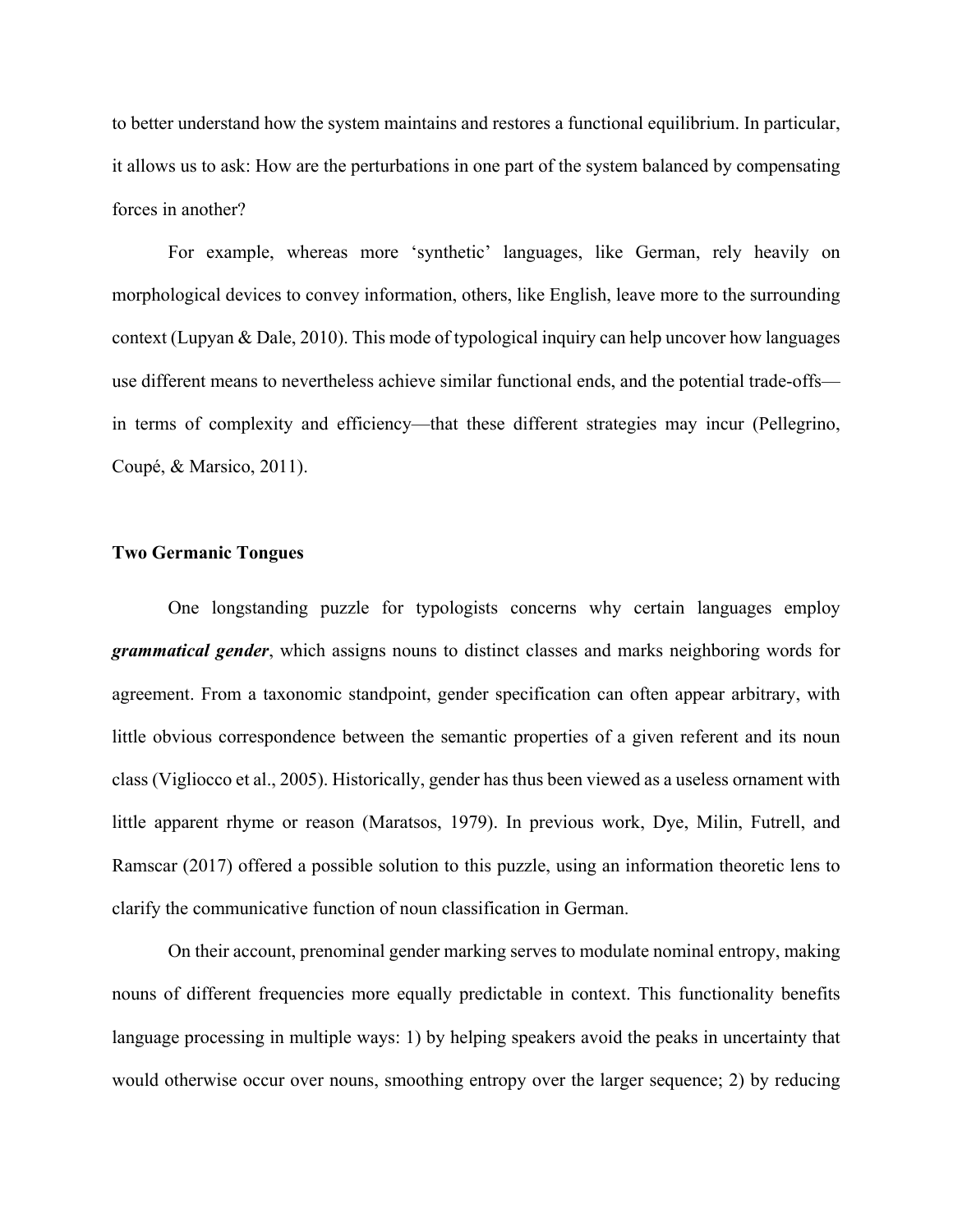to better understand how the system maintains and restores a functional equilibrium. In particular, it allows us to ask: How are the perturbations in one part of the system balanced by compensating forces in another?

For example, whereas more 'synthetic' languages, like German, rely heavily on morphological devices to convey information, others, like English, leave more to the surrounding context (Lupyan & Dale, 2010). This mode of typological inquiry can help uncover how languages use different means to nevertheless achieve similar functional ends, and the potential trade-offs—in terms of complexity and efficiency—that these different strategies may incur (Pellegrino, Coupé, & Marsico, 2011).

## Two Germanic Tongues

One longstanding puzzle for typologists concerns why certain languages employ ***grammatical gender***, which assigns nouns to distinct classes and marks neighboring words for agreement. From a taxonomic standpoint, gender specification can often appear arbitrary, with little obvious correspondence between the semantic properties of a given referent and its noun class (Vigliocco et al., 2005). Historically, gender has thus been viewed as a useless ornament with little apparent rhyme or reason (Maratsos, 1979). In previous work, Dye, Milin, Futrell, and Ramscar (2017) offered a possible solution to this puzzle, using an information theoretic lens to clarify the communicative function of noun classification in German.

On their account, prenominal gender marking serves to modulate nominal entropy, making nouns of different frequencies more equally predictable in context. This functionality benefits language processing in multiple ways: 1) by helping speakers avoid the peaks in uncertainty that would otherwise occur over nouns, smoothing entropy over the larger sequence; 2) by reducing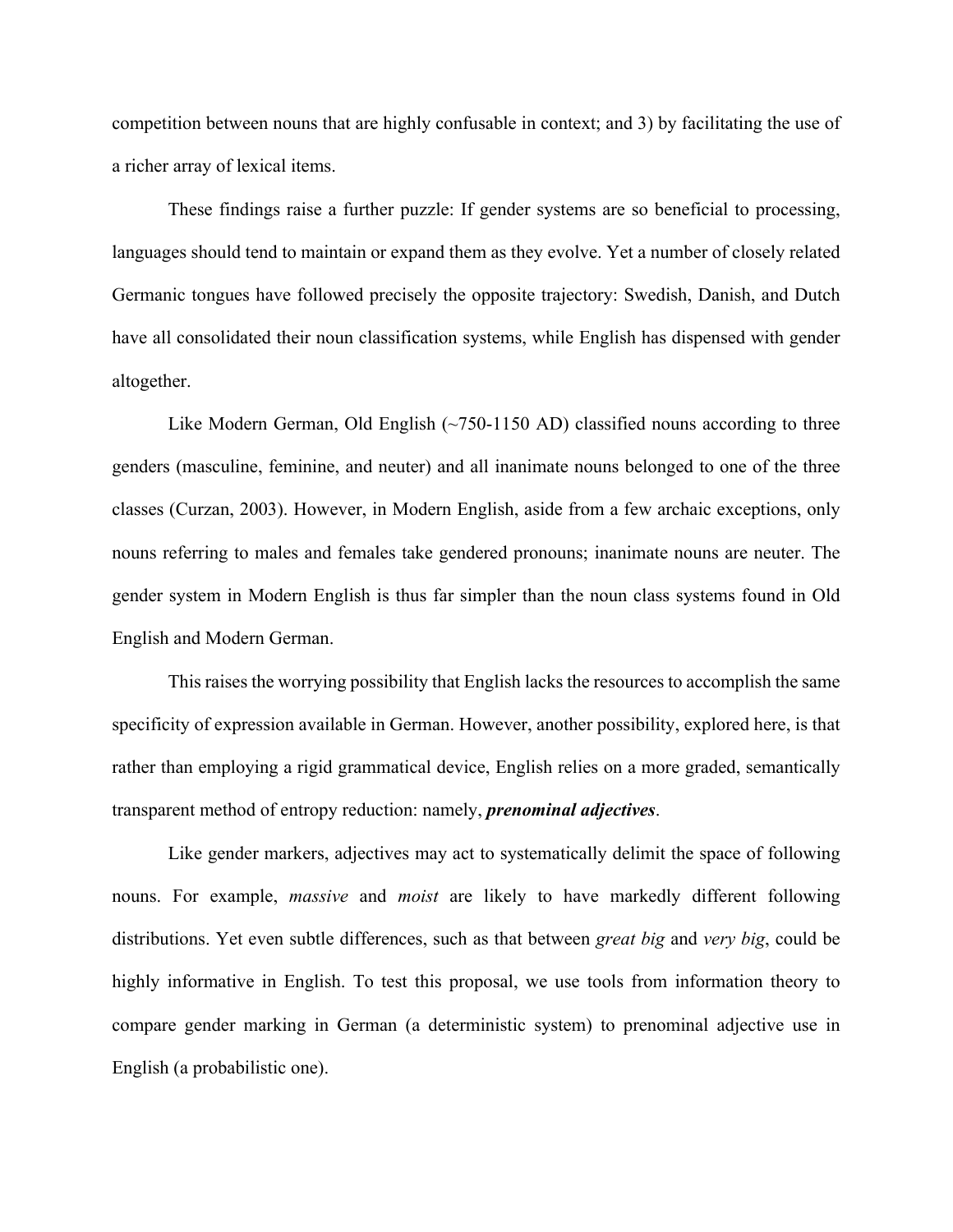competition between nouns that are highly confusable in context; and 3) by facilitating the use of a richer array of lexical items.

These findings raise a further puzzle: If gender systems are so beneficial to processing, languages should tend to maintain or expand them as they evolve. Yet a number of closely related Germanic tongues have followed precisely the opposite trajectory: Swedish, Danish, and Dutch have all consolidated their noun classification systems, while English has dispensed with gender altogether.

Like Modern German, Old English (~750-1150 AD) classified nouns according to three genders (masculine, feminine, and neuter) and all inanimate nouns belonged to one of the three classes (Curzan, 2003). However, in Modern English, aside from a few archaic exceptions, only nouns referring to males and females take gendered pronouns; inanimate nouns are neuter. The gender system in Modern English is thus far simpler than the noun class systems found in Old English and Modern German.

This raises the worrying possibility that English lacks the resources to accomplish the same specificity of expression available in German. However, another possibility, explored here, is that rather than employing a rigid grammatical device, English relies on a more graded, semantically transparent method of entropy reduction: namely, ***prenominal adjectives***.

Like gender markers, adjectives may act to systematically delimit the space of following nouns. For example, *massive* and *moist* are likely to have markedly different following distributions. Yet even subtle differences, such as that between *great big* and *very big*, could be highly informative in English. To test this proposal, we use tools from information theory to compare gender marking in German (a deterministic system) to prenominal adjective use in English (a probabilistic one).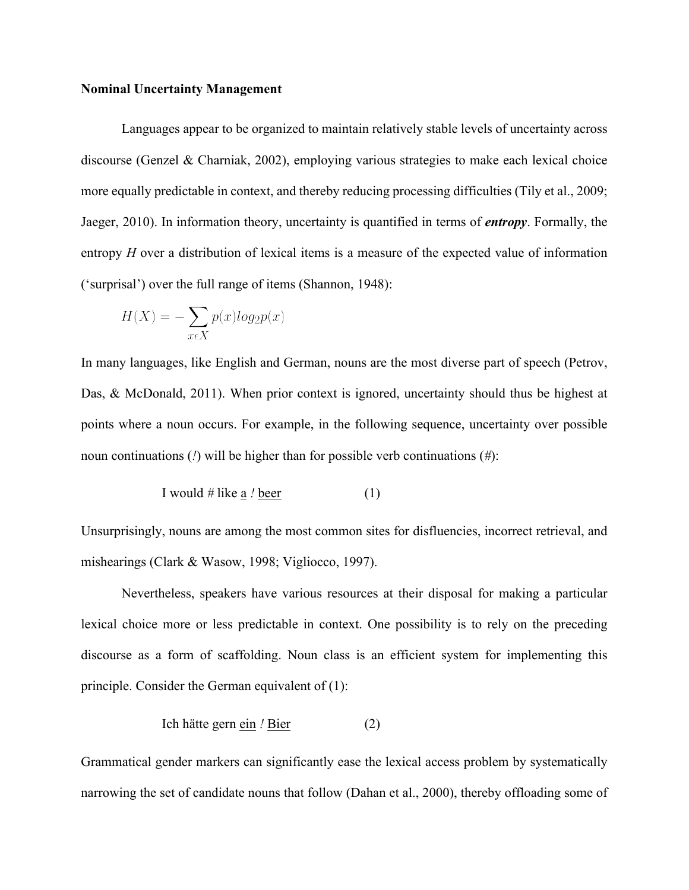**Nominal Uncertainty Management**

Languages appear to be organized to maintain relatively stable levels of uncertainty across discourse (Genzel & Charniak, 2002), employing various strategies to make each lexical choice more equally predictable in context, and thereby reducing processing difficulties (Tily et al., 2009; Jaeger, 2010). In information theory, uncertainty is quantified in terms of ***entropy***. Formally, the entropy *H* over a distribution of lexical items is a measure of the expected value of information ('surprisal') over the full range of items (Shannon, 1948):

$$H(X) = -\sum_{x \epsilon X} p(x) log_2 p(x)$$

In many languages, like English and German, nouns are the most diverse part of speech (Petrov, Das, & McDonald, 2011). When prior context is ignored, uncertainty should thus be highest at points where a noun occurs. For example, in the following sequence, uncertainty over possible noun continuations (*!*) will be higher than for possible verb continuations (#):

I would # like <u>a</u> *!* <u>beer</u> (1)

Unsurprisingly, nouns are among the most common sites for disfluencies, incorrect retrieval, and mishearings (Clark & Wasow, 1998; Vigliocco, 1997).

Nevertheless, speakers have various resources at their disposal for making a particular lexical choice more or less predictable in context. One possibility is to rely on the preceding discourse as a form of scaffolding. Noun class is an efficient system for implementing this principle. Consider the German equivalent of (1):

Ich hätte gern <u>ein</u> *!* <u>Bier</u> (2)

Grammatical gender markers can significantly ease the lexical access problem by systematically narrowing the set of candidate nouns that follow (Dahan et al., 2000), thereby offloading some of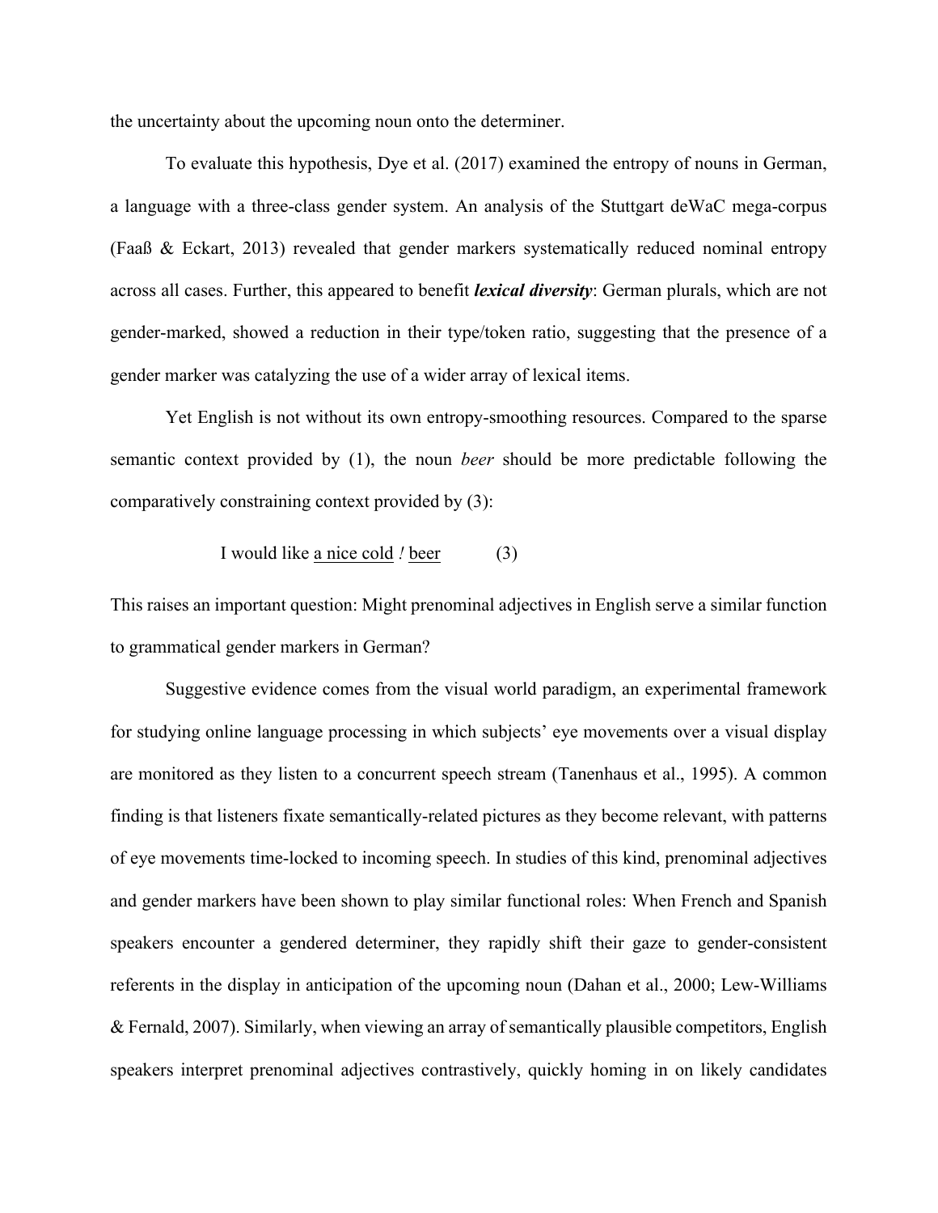the uncertainty about the upcoming noun onto the determiner.

To evaluate this hypothesis, Dye et al. (2017) examined the entropy of nouns in German, a language with a three-class gender system. An analysis of the Stuttgart deWaC mega-corpus (Faaß & Eckart, 2013) revealed that gender markers systematically reduced nominal entropy across all cases. Further, this appeared to benefit ***lexical diversity***: German plurals, which are not gender-marked, showed a reduction in their type/token ratio, suggesting that the presence of a gender marker was catalyzing the use of a wider array of lexical items.

Yet English is not without its own entropy-smoothing resources. Compared to the sparse semantic context provided by (1), the noun *beer* should be more predictable following the comparatively constraining context provided by (3):

I would like <u>a nice cold</u> *!* <u>beer</u> (3)

This raises an important question: Might prenominal adjectives in English serve a similar function to grammatical gender markers in German?

Suggestive evidence comes from the visual world paradigm, an experimental framework for studying online language processing in which subjects' eye movements over a visual display are monitored as they listen to a concurrent speech stream (Tanenhaus et al., 1995). A common finding is that listeners fixate semantically-related pictures as they become relevant, with patterns of eye movements time-locked to incoming speech. In studies of this kind, prenominal adjectives and gender markers have been shown to play similar functional roles: When French and Spanish speakers encounter a gendered determiner, they rapidly shift their gaze to gender-consistent referents in the display in anticipation of the upcoming noun (Dahan et al., 2000; Lew-Williams & Fernald, 2007). Similarly, when viewing an array of semantically plausible competitors, English speakers interpret prenominal adjectives contrastively, quickly homing in on likely candidates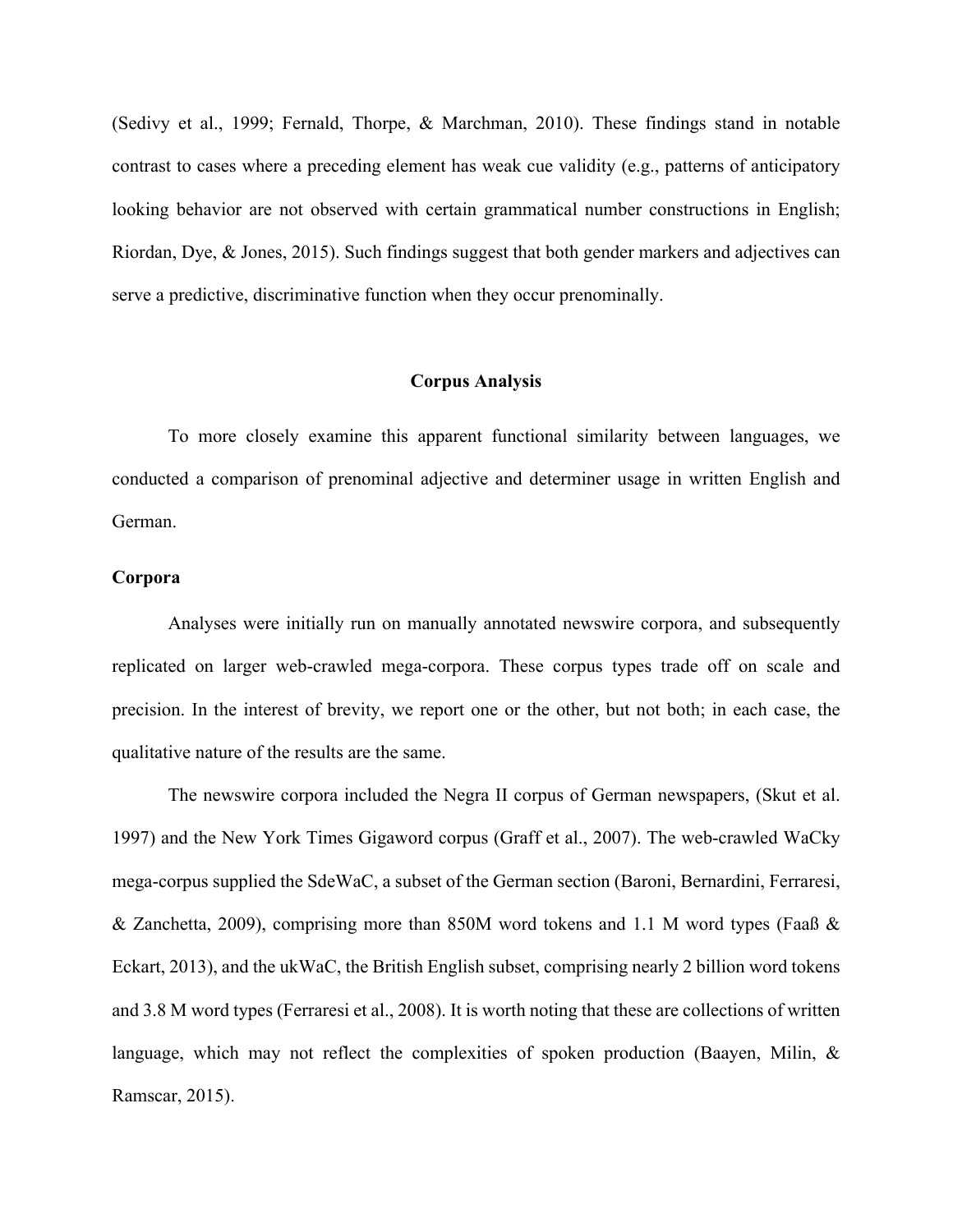(Sedivy et al., 1999; Fernald, Thorpe, & Marchman, 2010). These findings stand in notable contrast to cases where a preceding element has weak cue validity (e.g., patterns of anticipatory looking behavior are not observed with certain grammatical number constructions in English; Riordan, Dye, & Jones, 2015). Such findings suggest that both gender markers and adjectives can serve a predictive, discriminative function when they occur prenominally.

## Corpus Analysis

To more closely examine this apparent functional similarity between languages, we conducted a comparison of prenominal adjective and determiner usage in written English and German.

### Corpora

Analyses were initially run on manually annotated newswire corpora, and subsequently replicated on larger web-crawled mega-corpora. These corpus types trade off on scale and precision. In the interest of brevity, we report one or the other, but not both; in each case, the qualitative nature of the results are the same.

The newswire corpora included the Negra II corpus of German newspapers, (Skut et al. 1997) and the New York Times Gigaword corpus (Graff et al., 2007). The web-crawled WaCky mega-corpus supplied the SdeWaC, a subset of the German section (Baroni, Bernardini, Ferraresi, & Zanchetta, 2009), comprising more than 850M word tokens and 1.1 M word types (Faaß & Eckart, 2013), and the ukWaC, the British English subset, comprising nearly 2 billion word tokens and 3.8 M word types (Ferraresi et al., 2008). It is worth noting that these are collections of written language, which may not reflect the complexities of spoken production (Baayen, Milin, & Ramscar, 2015).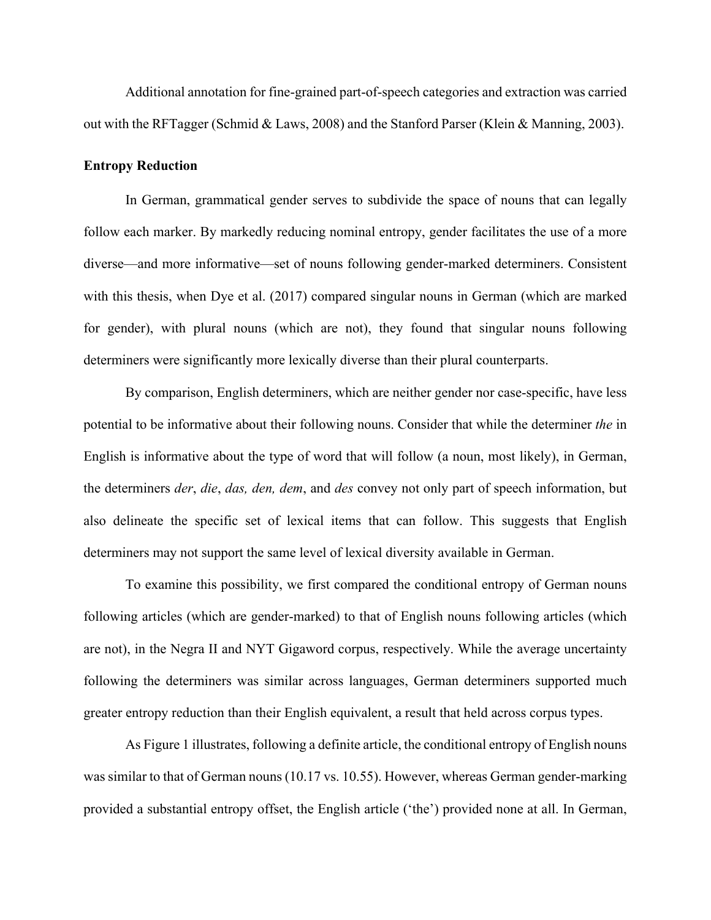Additional annotation for fine-grained part-of-speech categories and extraction was carried out with the RFTagger (Schmid & Laws, 2008) and the Stanford Parser (Klein & Manning, 2003).

**Entropy Reduction**

In German, grammatical gender serves to subdivide the space of nouns that can legally follow each marker. By markedly reducing nominal entropy, gender facilitates the use of a more diverse—and more informative—set of nouns following gender-marked determiners. Consistent with this thesis, when Dye et al. (2017) compared singular nouns in German (which are marked for gender), with plural nouns (which are not), they found that singular nouns following determiners were significantly more lexically diverse than their plural counterparts.

By comparison, English determiners, which are neither gender nor case-specific, have less potential to be informative about their following nouns. Consider that while the determiner *the* in English is informative about the type of word that will follow (a noun, most likely), in German, the determiners *der*, *die*, *das, den, dem*, and *des* convey not only part of speech information, but also delineate the specific set of lexical items that can follow. This suggests that English determiners may not support the same level of lexical diversity available in German.

To examine this possibility, we first compared the conditional entropy of German nouns following articles (which are gender-marked) to that of English nouns following articles (which are not), in the Negra II and NYT Gigaword corpus, respectively. While the average uncertainty following the determiners was similar across languages, German determiners supported much greater entropy reduction than their English equivalent, a result that held across corpus types.

As Figure 1 illustrates, following a definite article, the conditional entropy of English nouns was similar to that of German nouns (10.17 vs. 10.55). However, whereas German gender-marking provided a substantial entropy offset, the English article ('the') provided none at all. In German,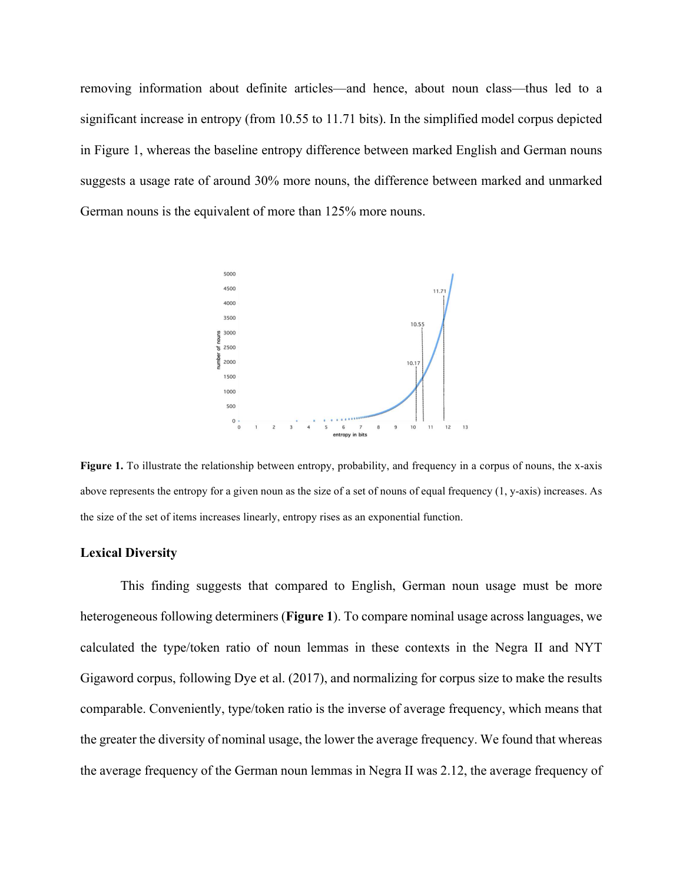removing information about definite articles—and hence, about noun class—thus led to a significant increase in entropy (from 10.55 to 11.71 bits). In the simplified model corpus depicted in Figure 1, whereas the baseline entropy difference between marked English and German nouns suggests a usage rate of around 30% more nouns, the difference between marked and unmarked German nouns is the equivalent of more than 125% more nouns.

**Figure 1.** To illustrate the relationship between entropy, probability, and frequency in a corpus of nouns, the x-axis above represents the entropy for a given noun as the size of a set of nouns of equal frequency (1, y-axis) increases. As the size of the set of items increases linearly, entropy rises as an exponential function.

### Lexical Diversity

This finding suggests that compared to English, German noun usage must be more heterogeneous following determiners (**Figure 1**). To compare nominal usage across languages, we calculated the type/token ratio of noun lemmas in these contexts in the Negra II and NYT Gigaword corpus, following Dye et al. (2017), and normalizing for corpus size to make the results comparable. Conveniently, type/token ratio is the inverse of average frequency, which means that the greater the diversity of nominal usage, the lower the average frequency. We found that whereas the average frequency of the German noun lemmas in Negra II was 2.12, the average frequency of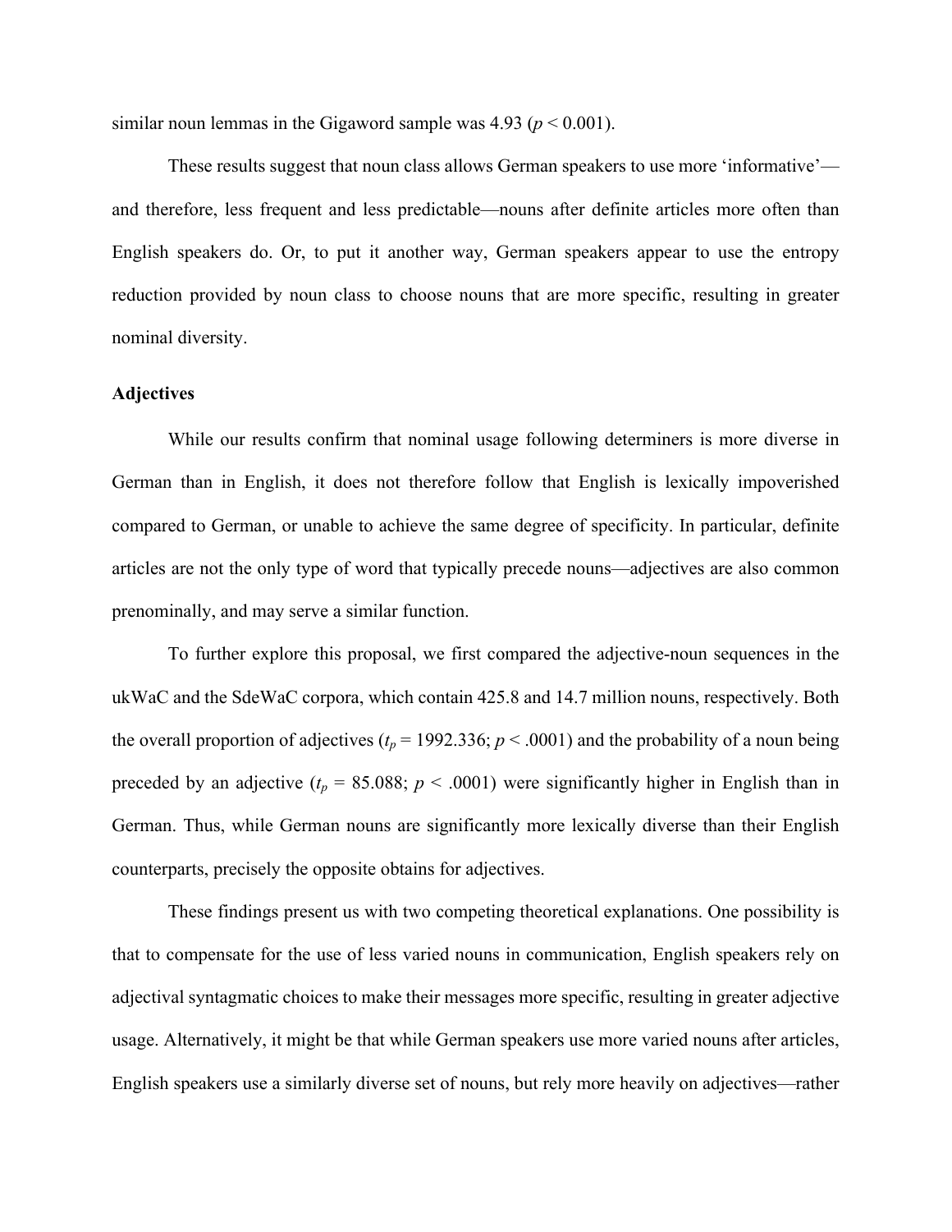similar noun lemmas in the Gigaword sample was 4.93 ($p < 0.001$).

These results suggest that noun class allows German speakers to use more 'informative'—and therefore, less frequent and less predictable—nouns after definite articles more often than English speakers do. Or, to put it another way, German speakers appear to use the entropy reduction provided by noun class to choose nouns that are more specific, resulting in greater nominal diversity.

**Adjectives**

While our results confirm that nominal usage following determiners is more diverse in German than in English, it does not therefore follow that English is lexically impoverished compared to German, or unable to achieve the same degree of specificity. In particular, definite articles are not the only type of word that typically precede nouns—adjectives are also common prenominally, and may serve a similar function.

To further explore this proposal, we first compared the adjective-noun sequences in the ukWaC and the SdeWaC corpora, which contain 425.8 and 14.7 million nouns, respectively. Both the overall proportion of adjectives ($t_p = 1992.336$; $p < .0001$) and the probability of a noun being preceded by an adjective ($t_p = 85.088$; $p < .0001$) were significantly higher in English than in German. Thus, while German nouns are significantly more lexically diverse than their English counterparts, precisely the opposite obtains for adjectives.

These findings present us with two competing theoretical explanations. One possibility is that to compensate for the use of less varied nouns in communication, English speakers rely on adjectival syntagmatic choices to make their messages more specific, resulting in greater adjective usage. Alternatively, it might be that while German speakers use more varied nouns after articles, English speakers use a similarly diverse set of nouns, but rely more heavily on adjectives—rather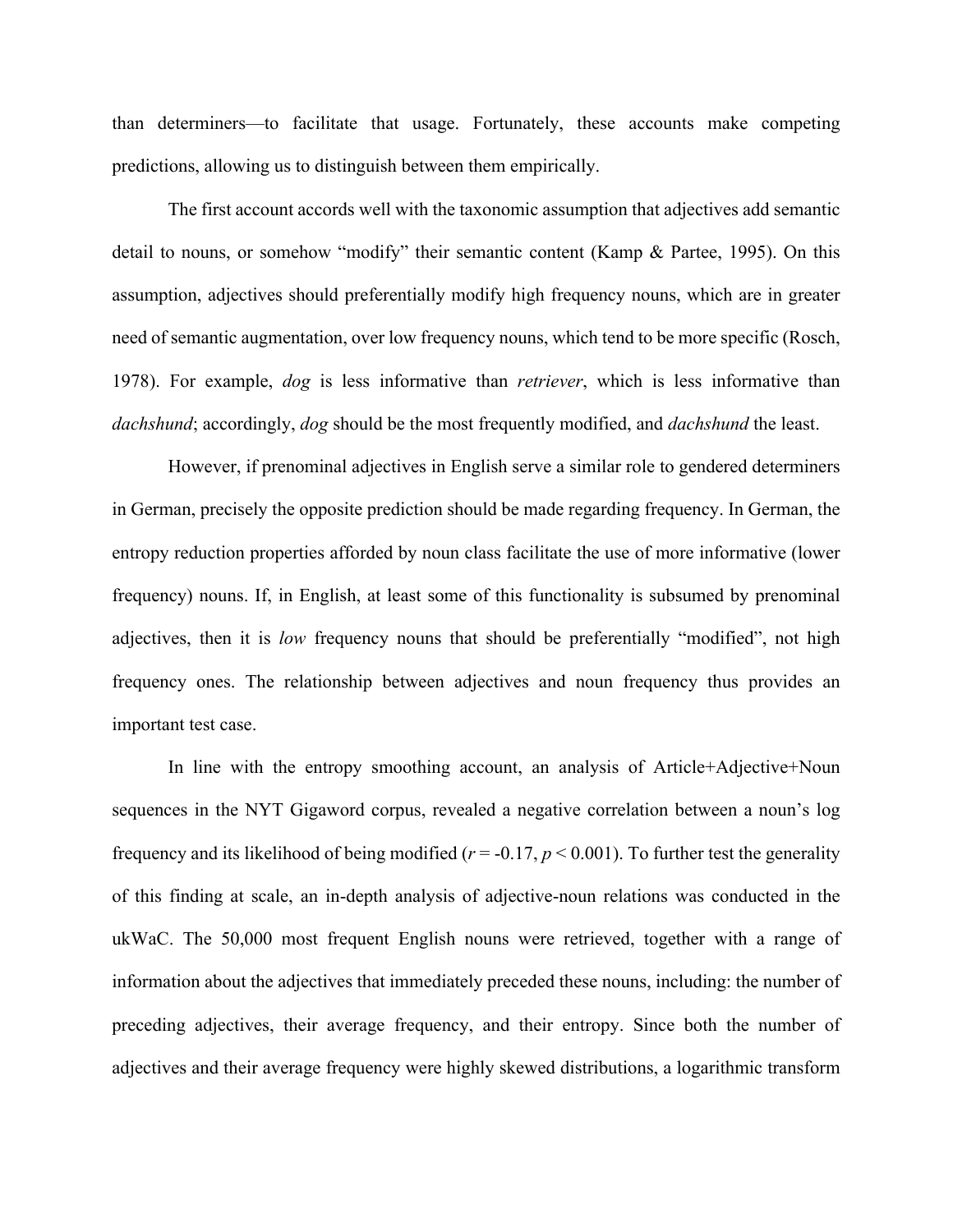than determiners—to facilitate that usage. Fortunately, these accounts make competing predictions, allowing us to distinguish between them empirically.

The first account accords well with the taxonomic assumption that adjectives add semantic detail to nouns, or somehow "modify" their semantic content (Kamp & Partee, 1995). On this assumption, adjectives should preferentially modify high frequency nouns, which are in greater need of semantic augmentation, over low frequency nouns, which tend to be more specific (Rosch, 1978). For example, *dog* is less informative than *retriever*, which is less informative than *dachshund*; accordingly, *dog* should be the most frequently modified, and *dachshund* the least.

However, if prenominal adjectives in English serve a similar role to gendered determiners in German, precisely the opposite prediction should be made regarding frequency. In German, the entropy reduction properties afforded by noun class facilitate the use of more informative (lower frequency) nouns. If, in English, at least some of this functionality is subsumed by prenominal adjectives, then it is *low* frequency nouns that should be preferentially "modified", not high frequency ones. The relationship between adjectives and noun frequency thus provides an important test case.

In line with the entropy smoothing account, an analysis of Article+Adjective+Noun sequences in the NYT Gigaword corpus, revealed a negative correlation between a noun's log frequency and its likelihood of being modified ($r = -0.17$, $p < 0.001$). To further test the generality of this finding at scale, an in-depth analysis of adjective-noun relations was conducted in the ukWaC. The 50,000 most frequent English nouns were retrieved, together with a range of information about the adjectives that immediately preceded these nouns, including: the number of preceding adjectives, their average frequency, and their entropy. Since both the number of adjectives and their average frequency were highly skewed distributions, a logarithmic transform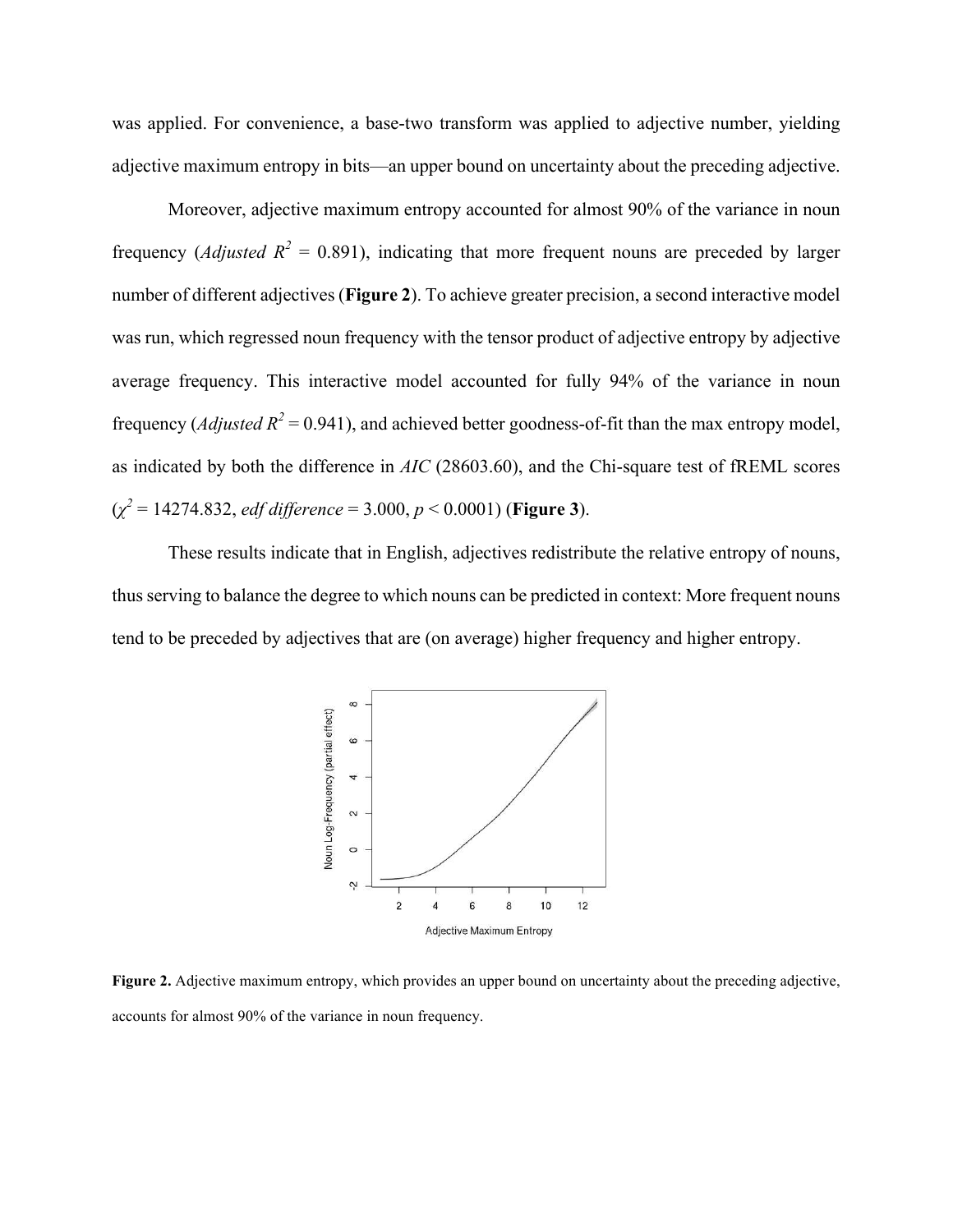was applied. For convenience, a base-two transform was applied to adjective number, yielding adjective maximum entropy in bits—an upper bound on uncertainty about the preceding adjective.

Moreover, adjective maximum entropy accounted for almost 90% of the variance in noun frequency (*Adjusted* $R^2$ = 0.891), indicating that more frequent nouns are preceded by larger number of different adjectives (**Figure 2**). To achieve greater precision, a second interactive model was run, which regressed noun frequency with the tensor product of adjective entropy by adjective average frequency. This interactive model accounted for fully 94% of the variance in noun frequency (*Adjusted* $R^2$ = 0.941), and achieved better goodness-of-fit than the max entropy model, as indicated by both the difference in *AIC* (28603.60), and the Chi-square test of fREML scores ($\chi^2$ = 14274.832, *edf difference* = 3.000, $p < 0.0001$) (**Figure 3**).

These results indicate that in English, adjectives redistribute the relative entropy of nouns, thus serving to balance the degree to which nouns can be predicted in context: More frequent nouns tend to be preceded by adjectives that are (on average) higher frequency and higher entropy.

**Figure 2.** Adjective maximum entropy, which provides an upper bound on uncertainty about the preceding adjective, accounts for almost 90% of the variance in noun frequency.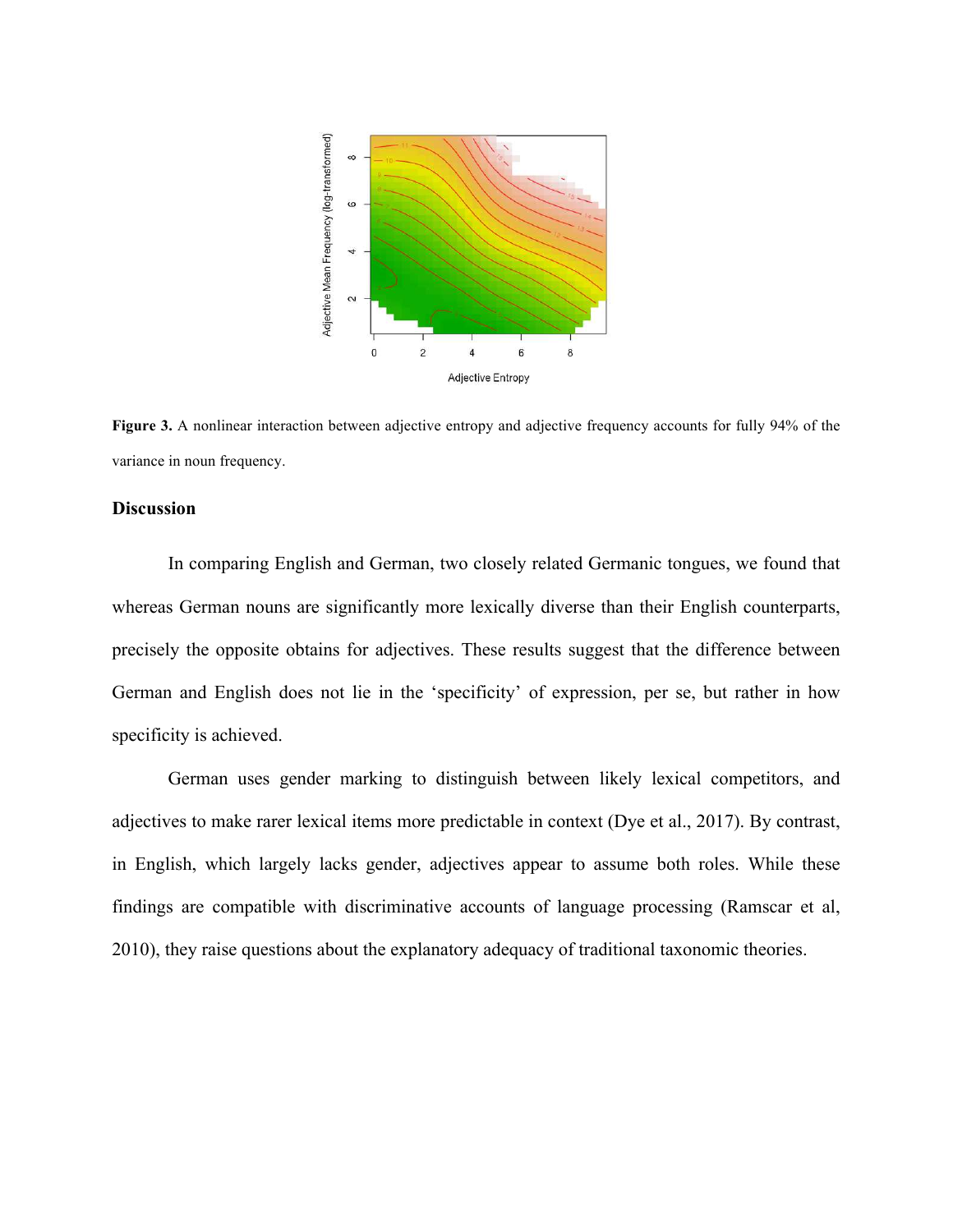**Figure 3.** A nonlinear interaction between adjective entropy and adjective frequency accounts for fully 94% of the variance in noun frequency.

## Discussion

In comparing English and German, two closely related Germanic tongues, we found that whereas German nouns are significantly more lexically diverse than their English counterparts, precisely the opposite obtains for adjectives. These results suggest that the difference between German and English does not lie in the 'specificity' of expression, per se, but rather in how specificity is achieved.

German uses gender marking to distinguish between likely lexical competitors, and adjectives to make rarer lexical items more predictable in context (Dye et al., 2017). By contrast, in English, which largely lacks gender, adjectives appear to assume both roles. While these findings are compatible with discriminative accounts of language processing (Ramscar et al, 2010), they raise questions about the explanatory adequacy of traditional taxonomic theories.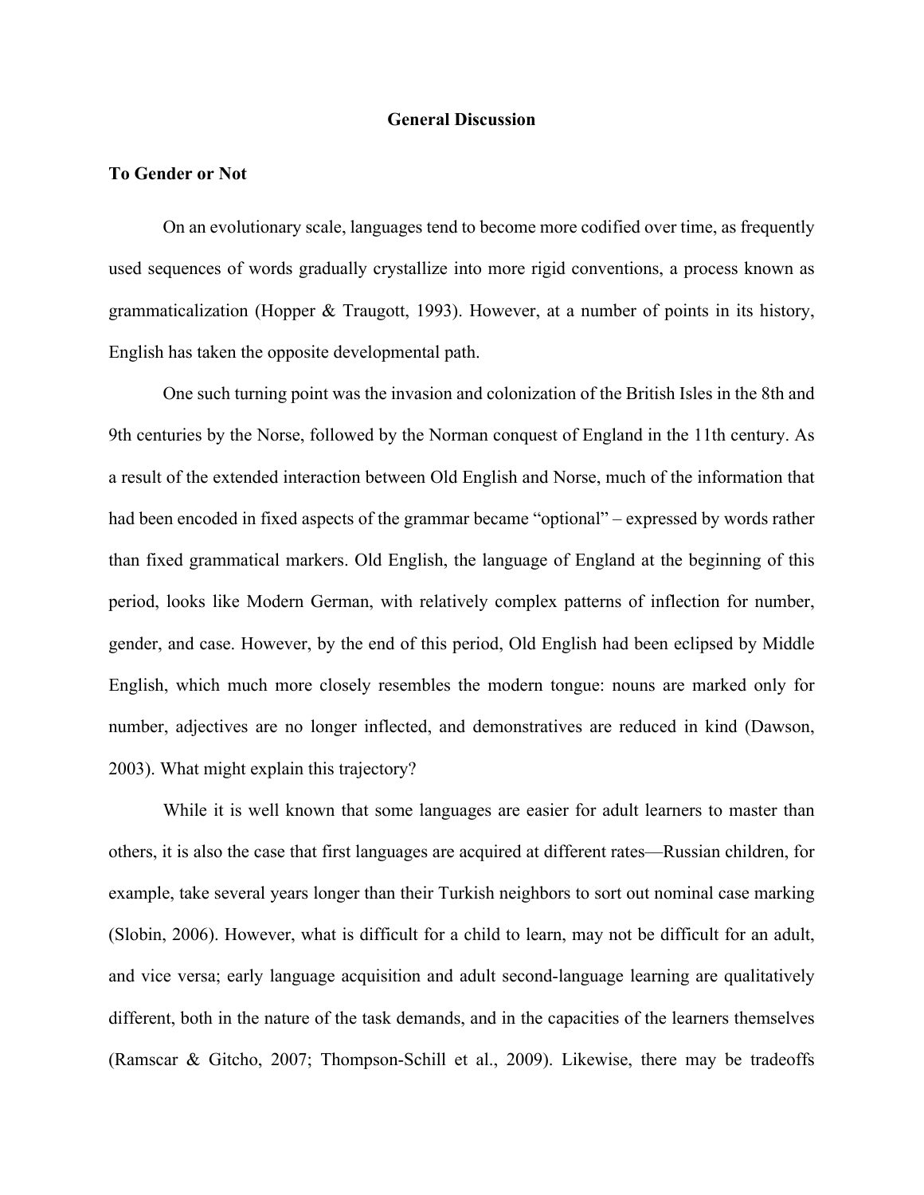## General Discussion

### To Gender or Not

On an evolutionary scale, languages tend to become more codified over time, as frequently used sequences of words gradually crystallize into more rigid conventions, a process known as grammaticalization (Hopper & Traugott, 1993). However, at a number of points in its history, English has taken the opposite developmental path.

One such turning point was the invasion and colonization of the British Isles in the 8th and 9th centuries by the Norse, followed by the Norman conquest of England in the 11th century. As a result of the extended interaction between Old English and Norse, much of the information that had been encoded in fixed aspects of the grammar became "optional" – expressed by words rather than fixed grammatical markers. Old English, the language of England at the beginning of this period, looks like Modern German, with relatively complex patterns of inflection for number, gender, and case. However, by the end of this period, Old English had been eclipsed by Middle English, which much more closely resembles the modern tongue: nouns are marked only for number, adjectives are no longer inflected, and demonstratives are reduced in kind (Dawson, 2003). What might explain this trajectory?

While it is well known that some languages are easier for adult learners to master than others, it is also the case that first languages are acquired at different rates—Russian children, for example, take several years longer than their Turkish neighbors to sort out nominal case marking (Slobin, 2006). However, what is difficult for a child to learn, may not be difficult for an adult, and vice versa; early language acquisition and adult second-language learning are qualitatively different, both in the nature of the task demands, and in the capacities of the learners themselves (Ramscar & Gitcho, 2007; Thompson-Schill et al., 2009). Likewise, there may be tradeoffs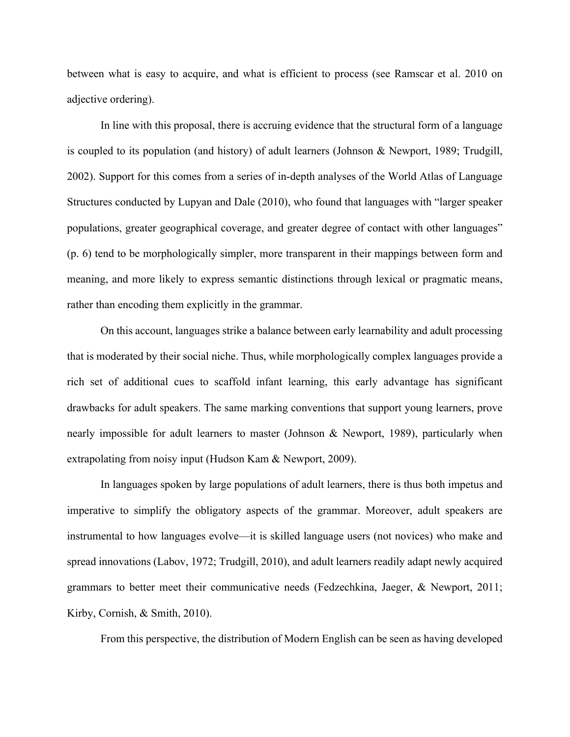between what is easy to acquire, and what is efficient to process (see Ramscar et al. 2010 on adjective ordering).

In line with this proposal, there is accruing evidence that the structural form of a language is coupled to its population (and history) of adult learners (Johnson & Newport, 1989; Trudgill, 2002). Support for this comes from a series of in-depth analyses of the World Atlas of Language Structures conducted by Lupyan and Dale (2010), who found that languages with "larger speaker populations, greater geographical coverage, and greater degree of contact with other languages" (p. 6) tend to be morphologically simpler, more transparent in their mappings between form and meaning, and more likely to express semantic distinctions through lexical or pragmatic means, rather than encoding them explicitly in the grammar.

On this account, languages strike a balance between early learnability and adult processing that is moderated by their social niche. Thus, while morphologically complex languages provide a rich set of additional cues to scaffold infant learning, this early advantage has significant drawbacks for adult speakers. The same marking conventions that support young learners, prove nearly impossible for adult learners to master (Johnson & Newport, 1989), particularly when extrapolating from noisy input (Hudson Kam & Newport, 2009).

In languages spoken by large populations of adult learners, there is thus both impetus and imperative to simplify the obligatory aspects of the grammar. Moreover, adult speakers are instrumental to how languages evolve—it is skilled language users (not novices) who make and spread innovations (Labov, 1972; Trudgill, 2010), and adult learners readily adapt newly acquired grammars to better meet their communicative needs (Fedzechkina, Jaeger, & Newport, 2011; Kirby, Cornish, & Smith, 2010).

From this perspective, the distribution of Modern English can be seen as having developed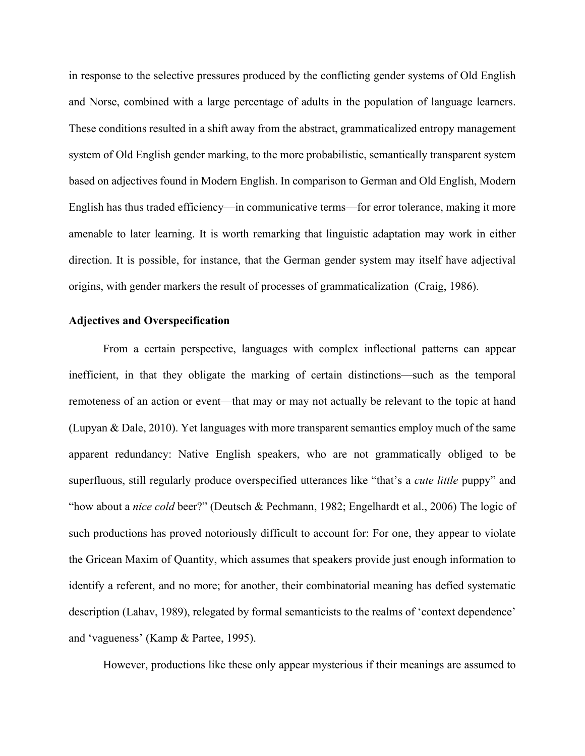in response to the selective pressures produced by the conflicting gender systems of Old English and Norse, combined with a large percentage of adults in the population of language learners. These conditions resulted in a shift away from the abstract, grammaticalized entropy management system of Old English gender marking, to the more probabilistic, semantically transparent system based on adjectives found in Modern English. In comparison to German and Old English, Modern English has thus traded efficiency—in communicative terms—for error tolerance, making it more amenable to later learning. It is worth remarking that linguistic adaptation may work in either direction. It is possible, for instance, that the German gender system may itself have adjectival origins, with gender markers the result of processes of grammaticalization (Craig, 1986).

**Adjectives and Overspecification**

From a certain perspective, languages with complex inflectional patterns can appear inefficient, in that they obligate the marking of certain distinctions—such as the temporal remoteness of an action or event—that may or may not actually be relevant to the topic at hand (Lupyan & Dale, 2010). Yet languages with more transparent semantics employ much of the same apparent redundancy: Native English speakers, who are not grammatically obliged to be superfluous, still regularly produce overspecified utterances like "that's a *cute little* puppy" and "how about a *nice cold* beer?" (Deutsch & Pechmann, 1982; Engelhardt et al., 2006) The logic of such productions has proved notoriously difficult to account for: For one, they appear to violate the Gricean Maxim of Quantity, which assumes that speakers provide just enough information to identify a referent, and no more; for another, their combinatorial meaning has defied systematic description (Lahav, 1989), relegated by formal semanticists to the realms of 'context dependence' and 'vagueness' (Kamp & Partee, 1995).

However, productions like these only appear mysterious if their meanings are assumed to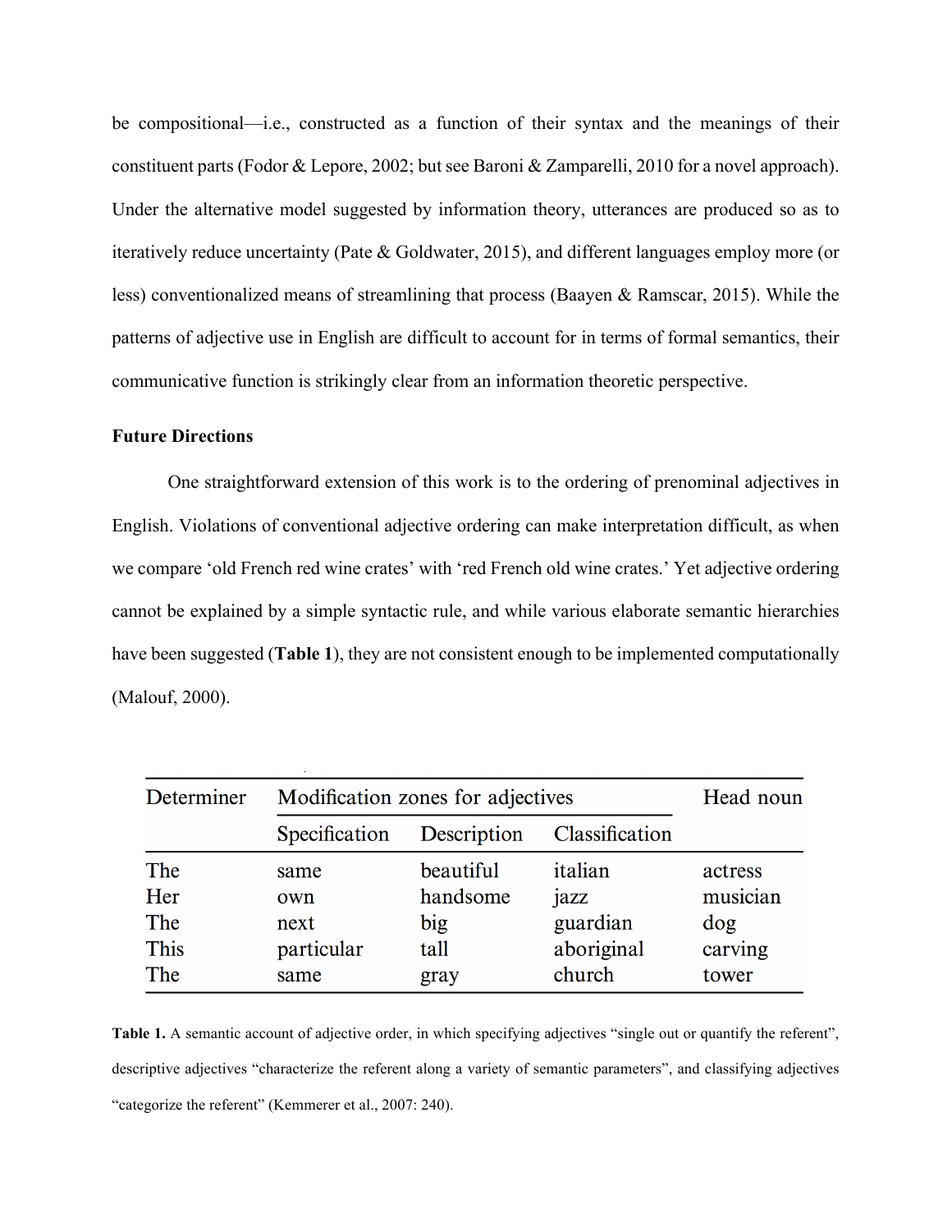be compositional—i.e., constructed as a function of their syntax and the meanings of their constituent parts (Fodor & Lepore, 2002; but see Baroni & Zamparelli, 2010 for a novel approach). Under the alternative model suggested by information theory, utterances are produced so as to iteratively reduce uncertainty (Pate & Goldwater, 2015), and different languages employ more (or less) conventionalized means of streamlining that process (Baayen & Ramscar, 2015). While the patterns of adjective use in English are difficult to account for in terms of formal semantics, their communicative function is strikingly clear from an information theoretic perspective.

**Future Directions**

One straightforward extension of this work is to the ordering of prenominal adjectives in English. Violations of conventional adjective ordering can make interpretation difficult, as when we compare 'old French red wine crates' with 'red French old wine crates.' Yet adjective ordering cannot be explained by a simple syntactic rule, and while various elaborate semantic hierarchies have been suggested (**Table 1**), they are not consistent enough to be implemented computationally (Malouf, 2000).

| Determiner | Modification zones for adjectives | | | Head noun |
|---|---|---|---|---|
| | Specification | Description | Classification | |
| The | same | beautiful | italian | actress |
| Her | own | handsome | jazz | musician |
| The | next | big | guardian | dog |
| This | particular | tall | aboriginal | carving |
| The | same | gray | church | tower |

**Table 1.** A semantic account of adjective order, in which specifying adjectives "single out or quantify the referent", descriptive adjectives "characterize the referent along a variety of semantic parameters", and classifying adjectives "categorize the referent" (Kemmerer et al., 2007: 240).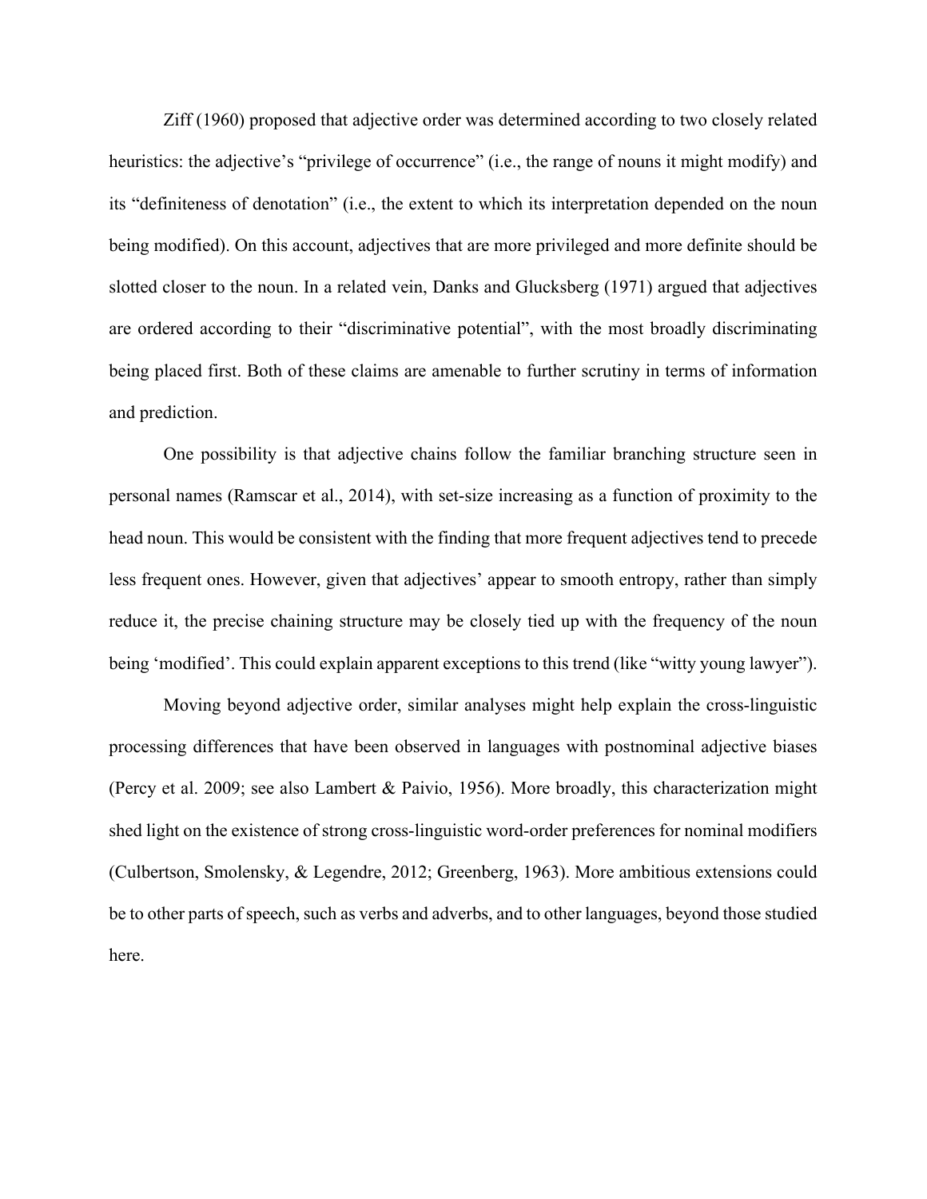Ziff (1960) proposed that adjective order was determined according to two closely related heuristics: the adjective's "privilege of occurrence" (i.e., the range of nouns it might modify) and its "definiteness of denotation" (i.e., the extent to which its interpretation depended on the noun being modified). On this account, adjectives that are more privileged and more definite should be slotted closer to the noun. In a related vein, Danks and Glucksberg (1971) argued that adjectives are ordered according to their "discriminative potential", with the most broadly discriminating being placed first. Both of these claims are amenable to further scrutiny in terms of information and prediction.

One possibility is that adjective chains follow the familiar branching structure seen in personal names (Ramscar et al., 2014), with set-size increasing as a function of proximity to the head noun. This would be consistent with the finding that more frequent adjectives tend to precede less frequent ones. However, given that adjectives' appear to smooth entropy, rather than simply reduce it, the precise chaining structure may be closely tied up with the frequency of the noun being 'modified'. This could explain apparent exceptions to this trend (like "witty young lawyer").

Moving beyond adjective order, similar analyses might help explain the cross-linguistic processing differences that have been observed in languages with postnominal adjective biases (Percy et al. 2009; see also Lambert & Paivio, 1956). More broadly, this characterization might shed light on the existence of strong cross-linguistic word-order preferences for nominal modifiers (Culbertson, Smolensky, & Legendre, 2012; Greenberg, 1963). More ambitious extensions could be to other parts of speech, such as verbs and adverbs, and to other languages, beyond those studied here.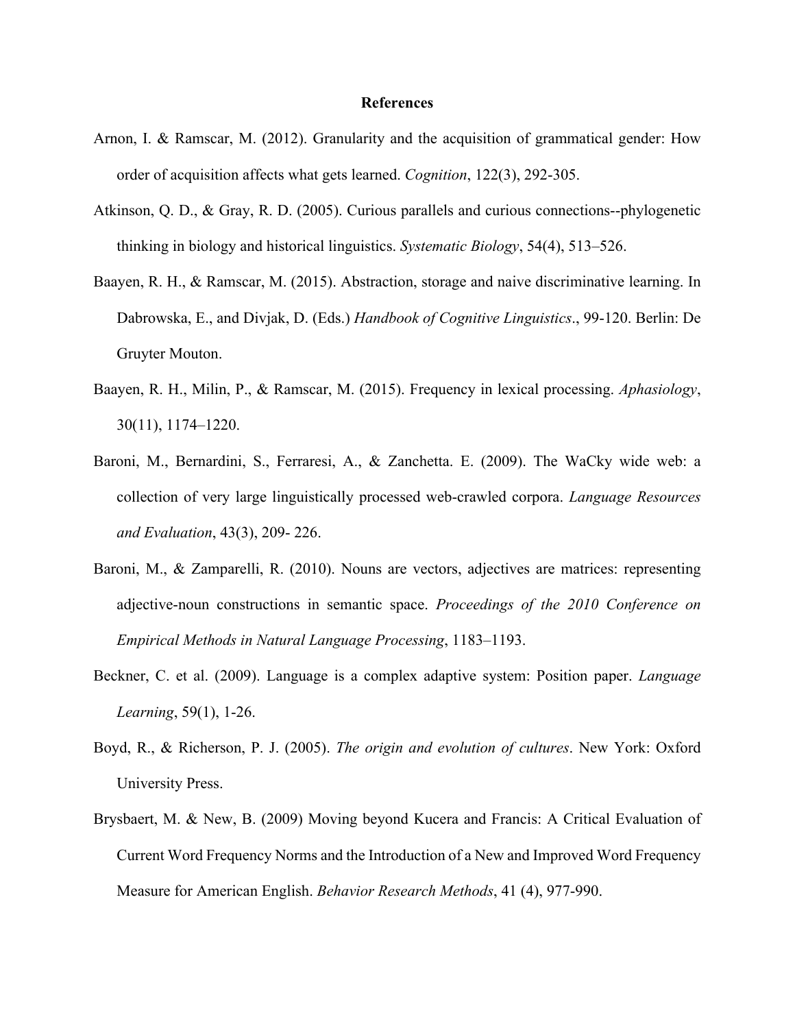# References

Arnon, I. & Ramscar, M. (2012). Granularity and the acquisition of grammatical gender: How order of acquisition affects what gets learned. *Cognition*, 122(3), 292-305.

Atkinson, Q. D., & Gray, R. D. (2005). Curious parallels and curious connections--phylogenetic thinking in biology and historical linguistics. *Systematic Biology*, 54(4), 513–526.

Baayen, R. H., & Ramscar, M. (2015). Abstraction, storage and naive discriminative learning. In Dabrowska, E., and Divjak, D. (Eds.) *Handbook of Cognitive Linguistics*., 99-120. Berlin: De Gruyter Mouton.

Baayen, R. H., Milin, P., & Ramscar, M. (2015). Frequency in lexical processing. *Aphasiology*, 30(11), 1174–1220.

Baroni, M., Bernardini, S., Ferraresi, A., & Zanchetta. E. (2009). The WaCky wide web: a collection of very large linguistically processed web-crawled corpora. *Language Resources and Evaluation*, 43(3), 209- 226.

Baroni, M., & Zamparelli, R. (2010). Nouns are vectors, adjectives are matrices: representing adjective-noun constructions in semantic space. *Proceedings of the 2010 Conference on Empirical Methods in Natural Language Processing*, 1183–1193.

Beckner, C. et al. (2009). Language is a complex adaptive system: Position paper. *Language Learning*, 59(1), 1-26.

Boyd, R., & Richerson, P. J. (2005). *The origin and evolution of cultures*. New York: Oxford University Press.

Brysbaert, M. & New, B. (2009) Moving beyond Kucera and Francis: A Critical Evaluation of Current Word Frequency Norms and the Introduction of a New and Improved Word Frequency Measure for American English. *Behavior Research Methods*, 41 (4), 977-990.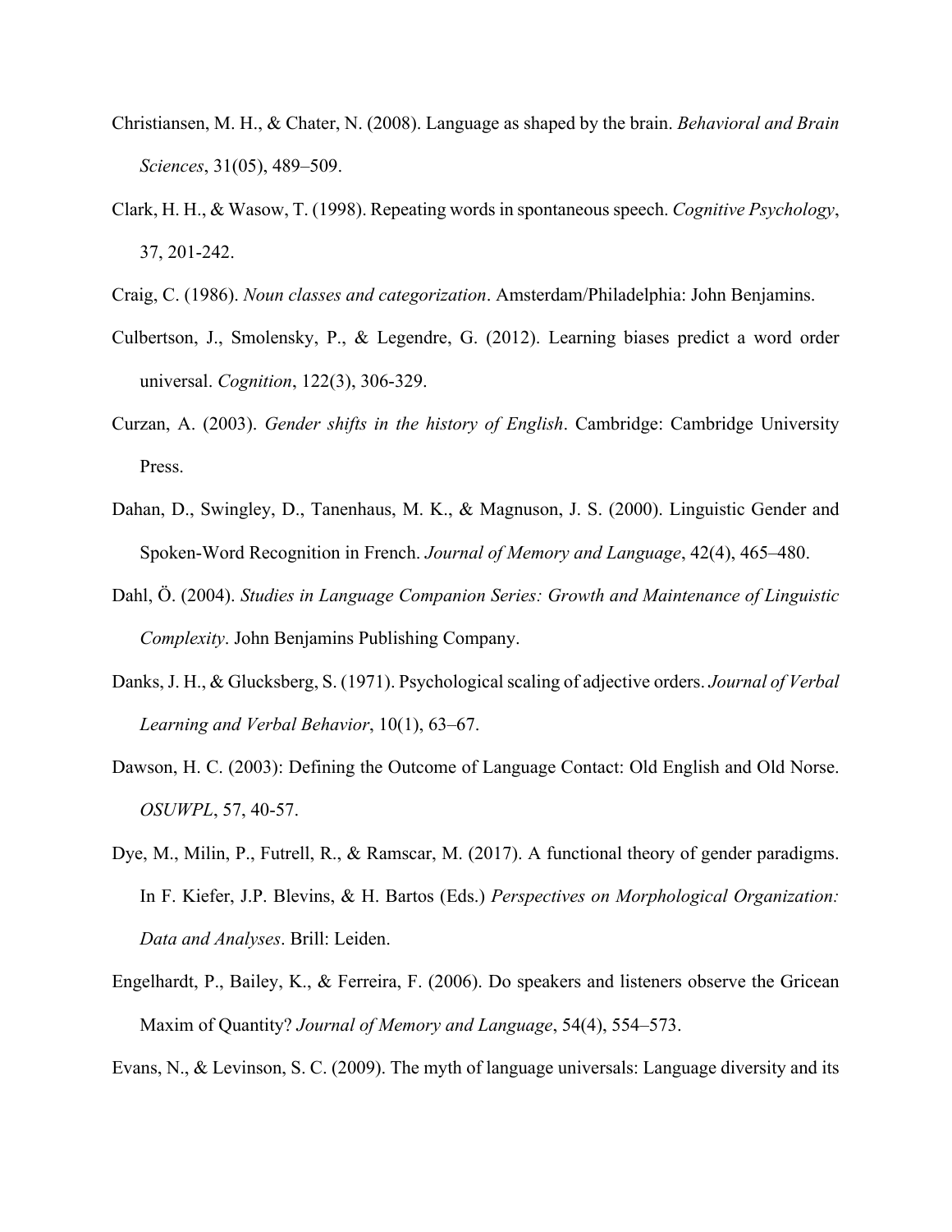Christiansen, M. H., & Chater, N. (2008). Language as shaped by the brain. *Behavioral and Brain Sciences*, 31(05), 489–509.

Clark, H. H., & Wasow, T. (1998). Repeating words in spontaneous speech. *Cognitive Psychology*, 37, 201-242.

Craig, C. (1986). *Noun classes and categorization*. Amsterdam/Philadelphia: John Benjamins.

Culbertson, J., Smolensky, P., & Legendre, G. (2012). Learning biases predict a word order universal. *Cognition*, 122(3), 306-329.

Curzan, A. (2003). *Gender shifts in the history of English*. Cambridge: Cambridge University Press.

Dahan, D., Swingley, D., Tanenhaus, M. K., & Magnuson, J. S. (2000). Linguistic Gender and Spoken-Word Recognition in French. *Journal of Memory and Language*, 42(4), 465–480.

Dahl, Ö. (2004). *Studies in Language Companion Series: Growth and Maintenance of Linguistic Complexity*. John Benjamins Publishing Company.

Danks, J. H., & Glucksberg, S. (1971). Psychological scaling of adjective orders. *Journal of Verbal Learning and Verbal Behavior*, 10(1), 63–67.

Dawson, H. C. (2003): Defining the Outcome of Language Contact: Old English and Old Norse. *OSUWPL*, 57, 40-57.

Dye, M., Milin, P., Futrell, R., & Ramscar, M. (2017). A functional theory of gender paradigms. In F. Kiefer, J.P. Blevins, & H. Bartos (Eds.) *Perspectives on Morphological Organization: Data and Analyses*. Brill: Leiden.

Engelhardt, P., Bailey, K., & Ferreira, F. (2006). Do speakers and listeners observe the Gricean Maxim of Quantity? *Journal of Memory and Language*, 54(4), 554–573.

Evans, N., & Levinson, S. C. (2009). The myth of language universals: Language diversity and its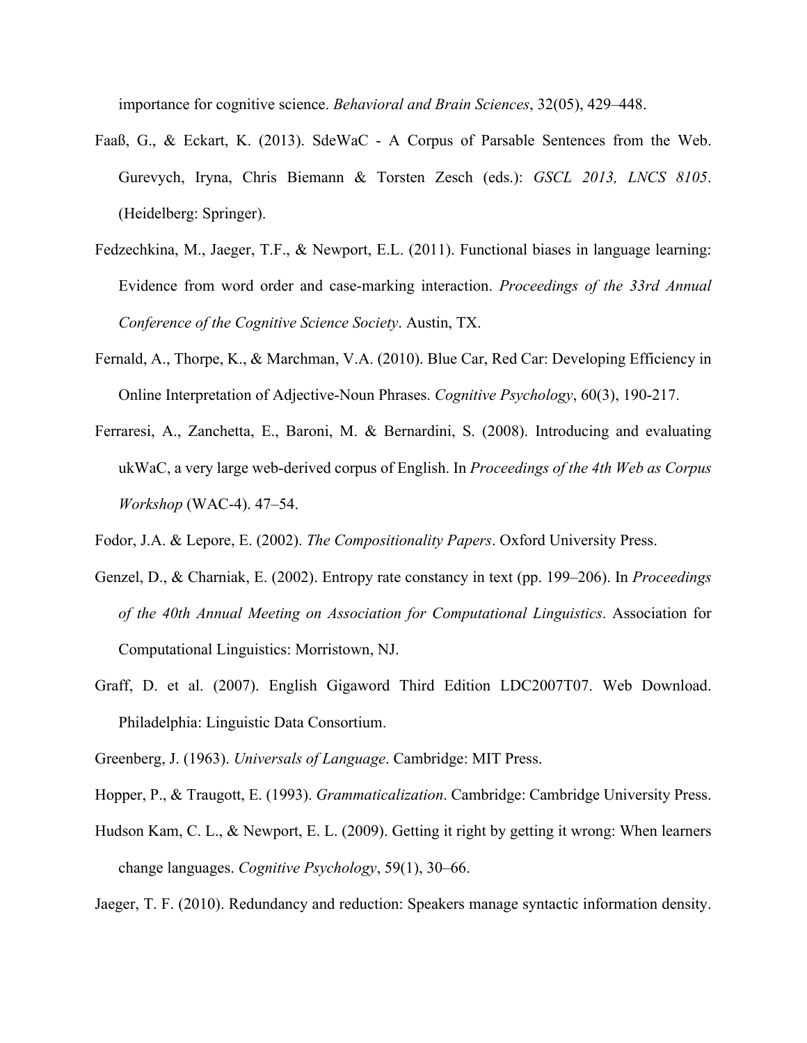importance for cognitive science. *Behavioral and Brain Sciences*, 32(05), 429–448.

Faaß, G., & Eckart, K. (2013). SdeWaC - A Corpus of Parsable Sentences from the Web. Gurevych, Iryna, Chris Biemann & Torsten Zesch (eds.): *GSCL 2013, LNCS 8105*. (Heidelberg: Springer).

Fedzechkina, M., Jaeger, T.F., & Newport, E.L. (2011). Functional biases in language learning: Evidence from word order and case-marking interaction. *Proceedings of the 33rd Annual Conference of the Cognitive Science Society*. Austin, TX.

Fernald, A., Thorpe, K., & Marchman, V.A. (2010). Blue Car, Red Car: Developing Efficiency in Online Interpretation of Adjective-Noun Phrases. *Cognitive Psychology*, 60(3), 190-217.

Ferraresi, A., Zanchetta, E., Baroni, M. & Bernardini, S. (2008). Introducing and evaluating ukWaC, a very large web-derived corpus of English. In *Proceedings of the 4th Web as Corpus Workshop* (WAC-4). 47–54.

Fodor, J.A. & Lepore, E. (2002). *The Compositionality Papers*. Oxford University Press.

Genzel, D., & Charniak, E. (2002). Entropy rate constancy in text (pp. 199–206). In *Proceedings of the 40th Annual Meeting on Association for Computational Linguistics*. Association for Computational Linguistics: Morristown, NJ.

Graff, D. et al. (2007). English Gigaword Third Edition LDC2007T07. Web Download. Philadelphia: Linguistic Data Consortium.

Greenberg, J. (1963). *Universals of Language*. Cambridge: MIT Press.

Hopper, P., & Traugott, E. (1993). *Grammaticalization*. Cambridge: Cambridge University Press.

Hudson Kam, C. L., & Newport, E. L. (2009). Getting it right by getting it wrong: When learners change languages. *Cognitive Psychology*, 59(1), 30–66.

Jaeger, T. F. (2010). Redundancy and reduction: Speakers manage syntactic information density.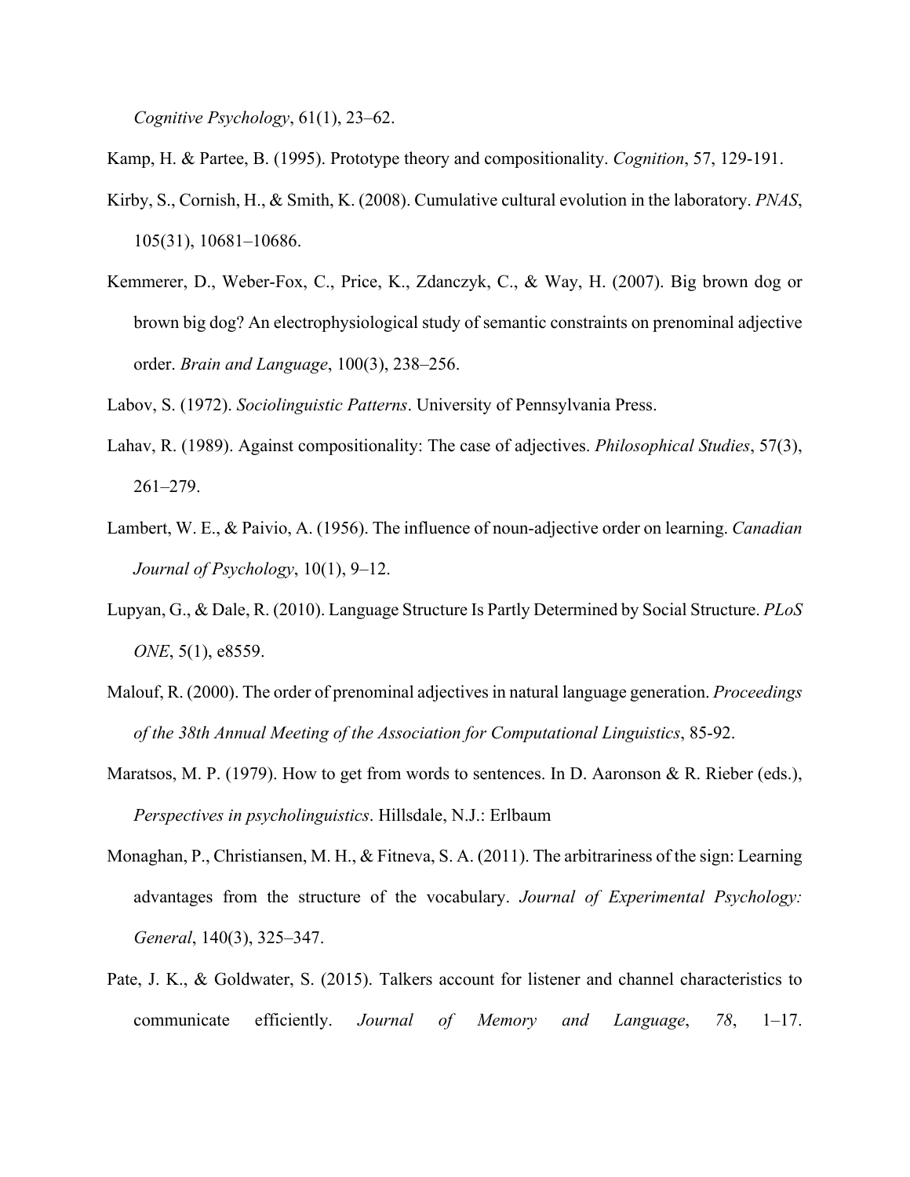*Cognitive Psychology*, 61(1), 23–62.

Kamp, H. & Partee, B. (1995). Prototype theory and compositionality. *Cognition*, 57, 129-191.

Kirby, S., Cornish, H., & Smith, K. (2008). Cumulative cultural evolution in the laboratory. *PNAS*, 105(31), 10681–10686.

Kemmerer, D., Weber-Fox, C., Price, K., Zdanczyk, C., & Way, H. (2007). Big brown dog or brown big dog? An electrophysiological study of semantic constraints on prenominal adjective order. *Brain and Language*, 100(3), 238–256.

Labov, S. (1972). *Sociolinguistic Patterns*. University of Pennsylvania Press.

Lahav, R. (1989). Against compositionality: The case of adjectives. *Philosophical Studies*, 57(3), 261–279.

Lambert, W. E., & Paivio, A. (1956). The influence of noun-adjective order on learning. *Canadian Journal of Psychology*, 10(1), 9–12.

Lupyan, G., & Dale, R. (2010). Language Structure Is Partly Determined by Social Structure. *PLoS ONE*, 5(1), e8559.

Malouf, R. (2000). The order of prenominal adjectives in natural language generation. *Proceedings of the 38th Annual Meeting of the Association for Computational Linguistics*, 85-92.

Maratsos, M. P. (1979). How to get from words to sentences. In D. Aaronson & R. Rieber (eds.), *Perspectives in psycholinguistics*. Hillsdale, N.J.: Erlbaum

Monaghan, P., Christiansen, M. H., & Fitneva, S. A. (2011). The arbitrariness of the sign: Learning advantages from the structure of the vocabulary. *Journal of Experimental Psychology: General*, 140(3), 325–347.

Pate, J. K., & Goldwater, S. (2015). Talkers account for listener and channel characteristics to communicate efficiently. *Journal of Memory and Language*, *78*, 1–17.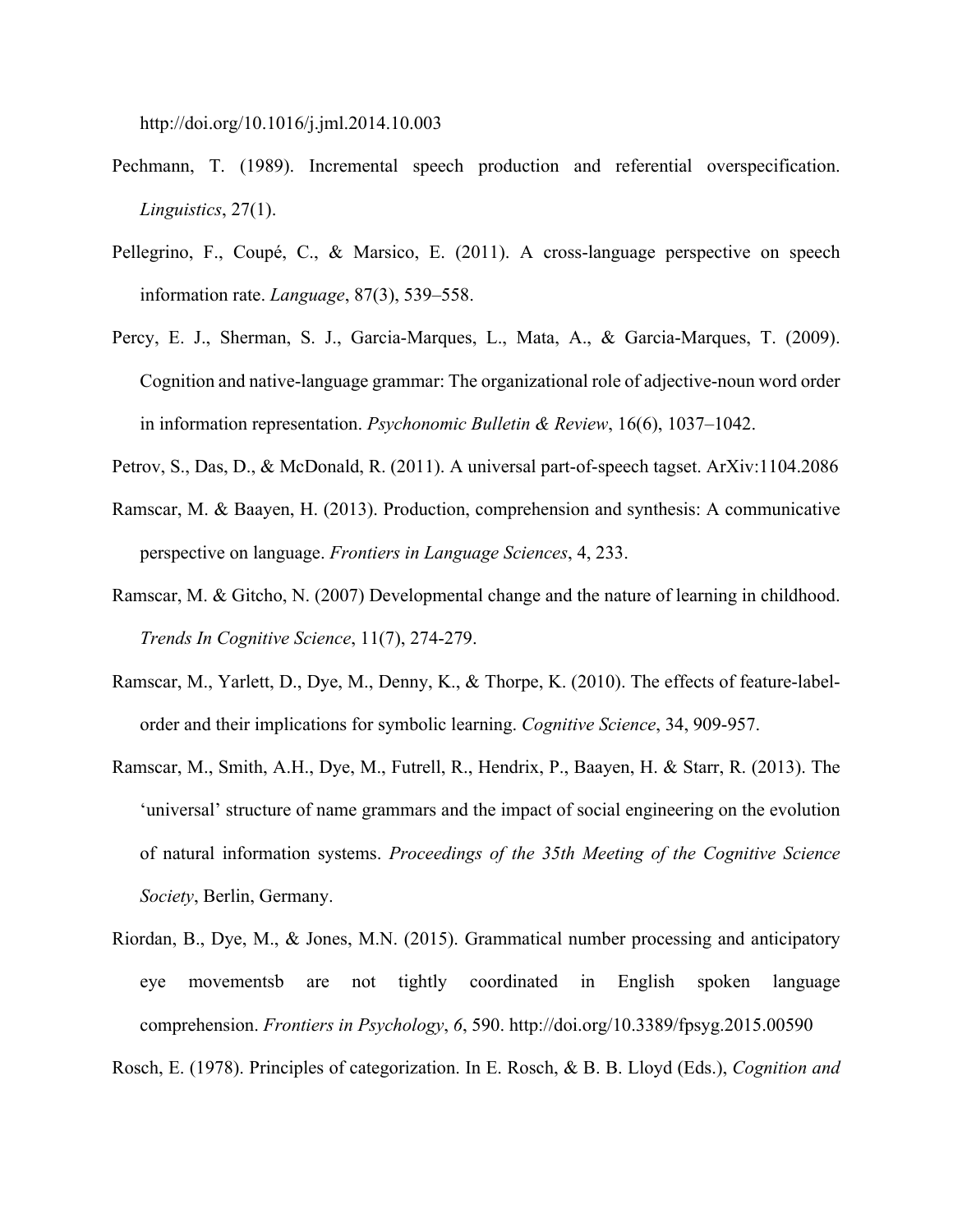http://doi.org/10.1016/j.jml.2014.10.003

Pechmann, T. (1989). Incremental speech production and referential overspecification. *Linguistics*, 27(1).

Pellegrino, F., Coupé, C., & Marsico, E. (2011). A cross-language perspective on speech information rate. *Language*, 87(3), 539–558.

Percy, E. J., Sherman, S. J., Garcia-Marques, L., Mata, A., & Garcia-Marques, T. (2009). Cognition and native-language grammar: The organizational role of adjective-noun word order in information representation. *Psychonomic Bulletin & Review*, 16(6), 1037–1042.

Petrov, S., Das, D., & McDonald, R. (2011). A universal part-of-speech tagset. ArXiv:1104.2086

Ramscar, M. & Baayen, H. (2013). Production, comprehension and synthesis: A communicative perspective on language. *Frontiers in Language Sciences*, 4, 233.

Ramscar, M. & Gitcho, N. (2007) Developmental change and the nature of learning in childhood. *Trends In Cognitive Science*, 11(7), 274-279.

Ramscar, M., Yarlett, D., Dye, M., Denny, K., & Thorpe, K. (2010). The effects of feature-label-order and their implications for symbolic learning. *Cognitive Science*, 34, 909-957.

Ramscar, M., Smith, A.H., Dye, M., Futrell, R., Hendrix, P., Baayen, H. & Starr, R. (2013). The 'universal' structure of name grammars and the impact of social engineering on the evolution of natural information systems. *Proceedings of the 35th Meeting of the Cognitive Science Society*, Berlin, Germany.

Riordan, B., Dye, M., & Jones, M.N. (2015). Grammatical number processing and anticipatory eye movementsb are not tightly coordinated in English spoken language comprehension. *Frontiers in Psychology*, *6*, 590. http://doi.org/10.3389/fpsyg.2015.00590

Rosch, E. (1978). Principles of categorization. In E. Rosch, & B. B. Lloyd (Eds.), *Cognition and*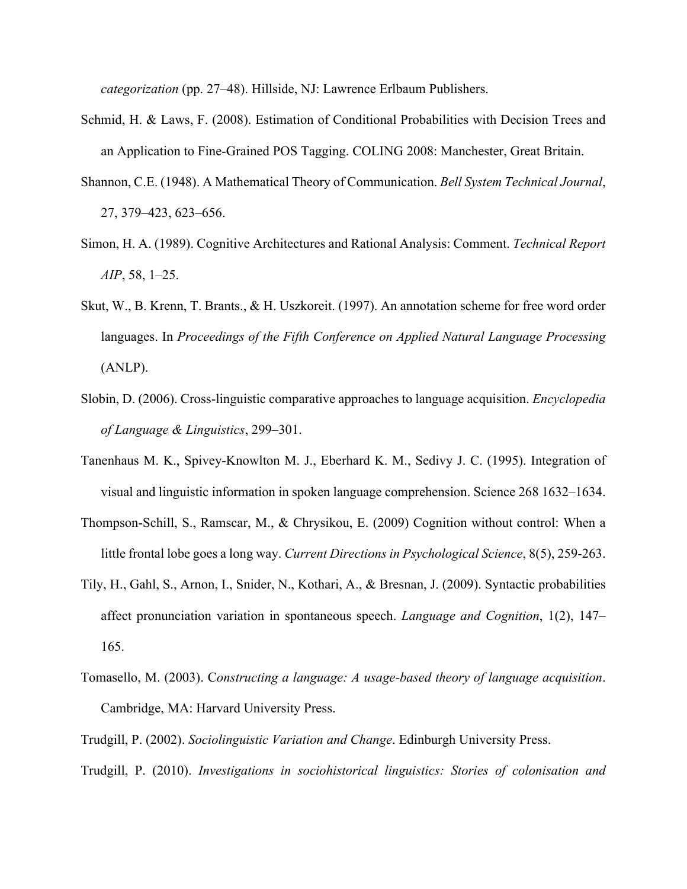*categorization* (pp. 27–48). Hillside, NJ: Lawrence Erlbaum Publishers.

Schmid, H. & Laws, F. (2008). Estimation of Conditional Probabilities with Decision Trees and an Application to Fine-Grained POS Tagging. COLING 2008: Manchester, Great Britain.

Shannon, C.E. (1948). A Mathematical Theory of Communication. *Bell System Technical Journal*, 27, 379–423, 623–656.

Simon, H. A. (1989). Cognitive Architectures and Rational Analysis: Comment. *Technical Report AIP*, 58, 1–25.

Skut, W., B. Krenn, T. Brants., & H. Uszkoreit. (1997). An annotation scheme for free word order languages. In *Proceedings of the Fifth Conference on Applied Natural Language Processing* (ANLP).

Slobin, D. (2006). Cross-linguistic comparative approaches to language acquisition. *Encyclopedia of Language & Linguistics*, 299–301.

Tanenhaus M. K., Spivey-Knowlton M. J., Eberhard K. M., Sedivy J. C. (1995). Integration of visual and linguistic information in spoken language comprehension. Science 268 1632–1634.

Thompson-Schill, S., Ramscar, M., & Chrysikou, E. (2009) Cognition without control: When a little frontal lobe goes a long way. *Current Directions in Psychological Science*, 8(5), 259-263.

Tily, H., Gahl, S., Arnon, I., Snider, N., Kothari, A., & Bresnan, J. (2009). Syntactic probabilities affect pronunciation variation in spontaneous speech. *Language and Cognition*, 1(2), 147–165.

Tomasello, M. (2003). C*onstructing a language: A usage-based theory of language acquisition*. Cambridge, MA: Harvard University Press.

Trudgill, P. (2002). *Sociolinguistic Variation and Change*. Edinburgh University Press.

Trudgill, P. (2010). *Investigations in sociohistorical linguistics: Stories of colonisation and*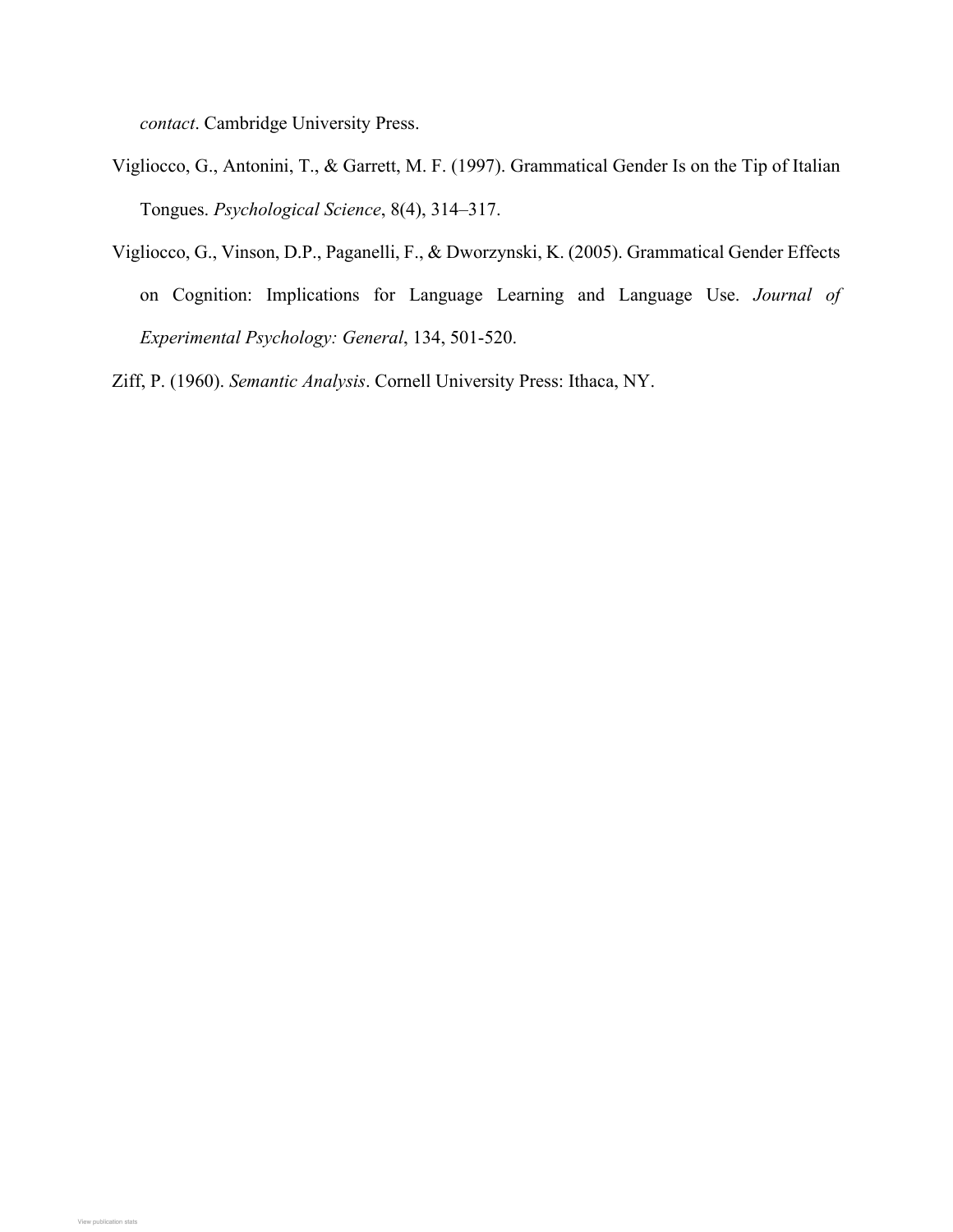*contact*. Cambridge University Press.

Vigliocco, G., Antonini, T., & Garrett, M. F. (1997). Grammatical Gender Is on the Tip of Italian Tongues. *Psychological Science*, 8(4), 314–317.

Vigliocco, G., Vinson, D.P., Paganelli, F., & Dworzynski, K. (2005). Grammatical Gender Effects on Cognition: Implications for Language Learning and Language Use. *Journal of Experimental Psychology: General*, 134, 501-520.

Ziff, P. (1960). *Semantic Analysis*. Cornell University Press: Ithaca, NY.